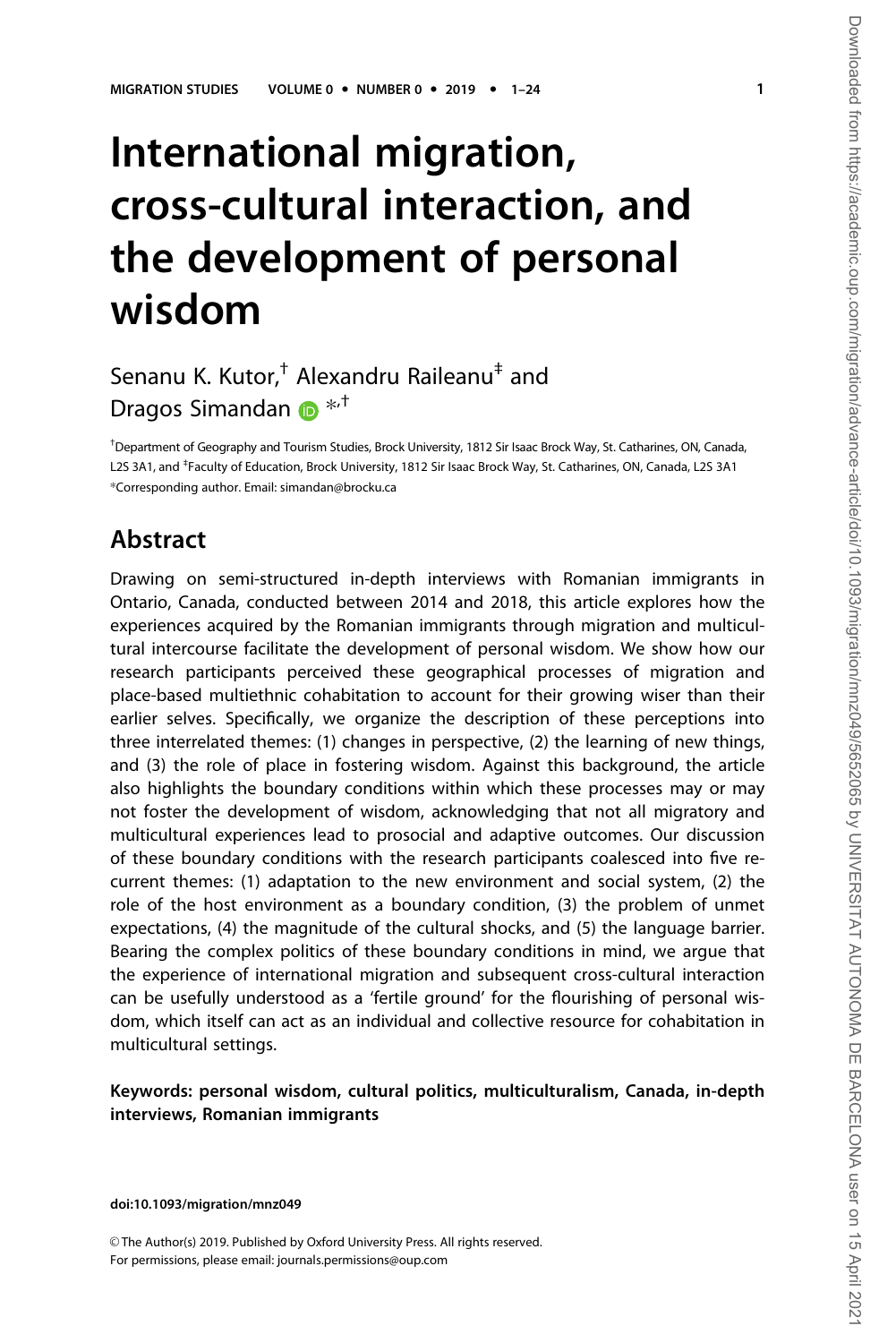# International migration, cross-cultural interaction, and the development of personal wisdom

Senanu K. Kutor,[†] Alexandru Raileanu[‡] and Dragos Simandan [*,†]

[†]Department of Geography and Tourism Studies, Brock University, 1812 Sir Isaac Brock Way, St. Catharines, ON, Canada, L2S 3A1, and [‡]Faculty of Education, Brock University, 1812 Sir Isaac Brock Way, St. Catharines, ON, Canada, L2S 3A1
*Corresponding author. Email: simandan@brocku.ca

## Abstract

Drawing on semi-structured in-depth interviews with Romanian immigrants in Ontario, Canada, conducted between 2014 and 2018, this article explores how the experiences acquired by the Romanian immigrants through migration and multicultural intercourse facilitate the development of personal wisdom. We show how our research participants perceived these geographical processes of migration and place-based multiethnic cohabitation to account for their growing wiser than their earlier selves. Specifically, we organize the description of these perceptions into three interrelated themes: (1) changes in perspective, (2) the learning of new things, and (3) the role of place in fostering wisdom. Against this background, the article also highlights the boundary conditions within which these processes may or may not foster the development of wisdom, acknowledging that not all migratory and multicultural experiences lead to prosocial and adaptive outcomes. Our discussion of these boundary conditions with the research participants coalesced into five recurrent themes: (1) adaptation to the new environment and social system, (2) the role of the host environment as a boundary condition, (3) the problem of unmet expectations, (4) the magnitude of the cultural shocks, and (5) the language barrier. Bearing the complex politics of these boundary conditions in mind, we argue that the experience of international migration and subsequent cross-cultural interaction can be usefully understood as a 'fertile ground' for the flourishing of personal wisdom, which itself can act as an individual and collective resource for cohabitation in multicultural settings.

**Keywords: personal wisdom, cultural politics, multiculturalism, Canada, in-depth interviews, Romanian immigrants**

**doi:10.1093/migration/mnz049**

© The Author(s) 2019. Published by Oxford University Press. All rights reserved.
For permissions, please email: journals.permissions@oup.com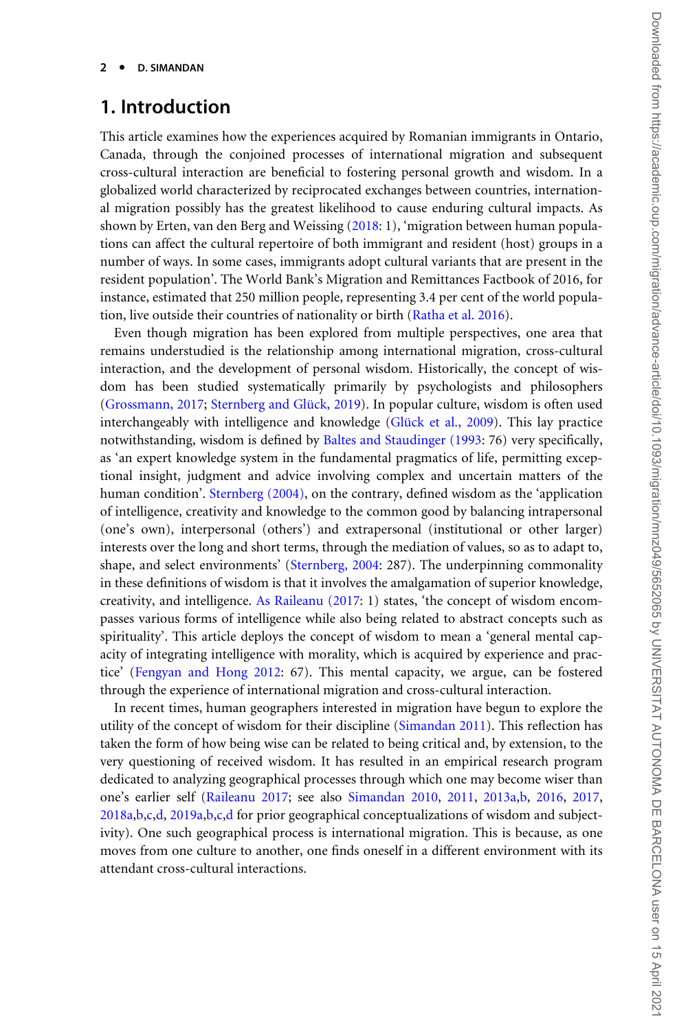## 1. Introduction

This article examines how the experiences acquired by Romanian immigrants in Ontario, Canada, through the conjoined processes of international migration and subsequent cross-cultural interaction are beneficial to fostering personal growth and wisdom. In a globalized world characterized by reciprocated exchanges between countries, international migration possibly has the greatest likelihood to cause enduring cultural impacts. As shown by Erten, van den Berg and Weissing (2018: 1), 'migration between human populations can affect the cultural repertoire of both immigrant and resident (host) groups in a number of ways. In some cases, immigrants adopt cultural variants that are present in the resident population'. The World Bank's Migration and Remittances Factbook of 2016, for instance, estimated that 250 million people, representing 3.4 per cent of the world population, live outside their countries of nationality or birth (Ratha et al. 2016).

Even though migration has been explored from multiple perspectives, one area that remains understudied is the relationship among international migration, cross-cultural interaction, and the development of personal wisdom. Historically, the concept of wisdom has been studied systematically primarily by psychologists and philosophers (Grossmann, 2017; Sternberg and Glück, 2019). In popular culture, wisdom is often used interchangeably with intelligence and knowledge (Glück et al., 2009). This lay practice notwithstanding, wisdom is defined by Baltes and Staudinger (1993: 76) very specifically, as 'an expert knowledge system in the fundamental pragmatics of life, permitting exceptional insight, judgment and advice involving complex and uncertain matters of the human condition'. Sternberg (2004), on the contrary, defined wisdom as the 'application of intelligence, creativity and knowledge to the common good by balancing intrapersonal (one's own), interpersonal (others') and extrapersonal (institutional or other larger) interests over the long and short terms, through the mediation of values, so as to adapt to, shape, and select environments' (Sternberg, 2004: 287). The underpinning commonality in these definitions of wisdom is that it involves the amalgamation of superior knowledge, creativity, and intelligence. As Raileanu (2017: 1) states, 'the concept of wisdom encompasses various forms of intelligence while also being related to abstract concepts such as spirituality'. This article deploys the concept of wisdom to mean a 'general mental capacity of integrating intelligence with morality, which is acquired by experience and practice' (Fengyan and Hong 2012: 67). This mental capacity, we argue, can be fostered through the experience of international migration and cross-cultural interaction.

In recent times, human geographers interested in migration have begun to explore the utility of the concept of wisdom for their discipline (Simandan 2011). This reflection has taken the form of how being wise can be related to being critical and, by extension, to the very questioning of received wisdom. It has resulted in an empirical research program dedicated to analyzing geographical processes through which one may become wiser than one's earlier self (Raileanu 2017; see also Simandan 2010, 2011, 2013a,b, 2016, 2017, 2018a,b,c,d, 2019a,b,c,d for prior geographical conceptualizations of wisdom and subjectivity). One such geographical process is international migration. This is because, as one moves from one culture to another, one finds oneself in a different environment with its attendant cross-cultural interactions.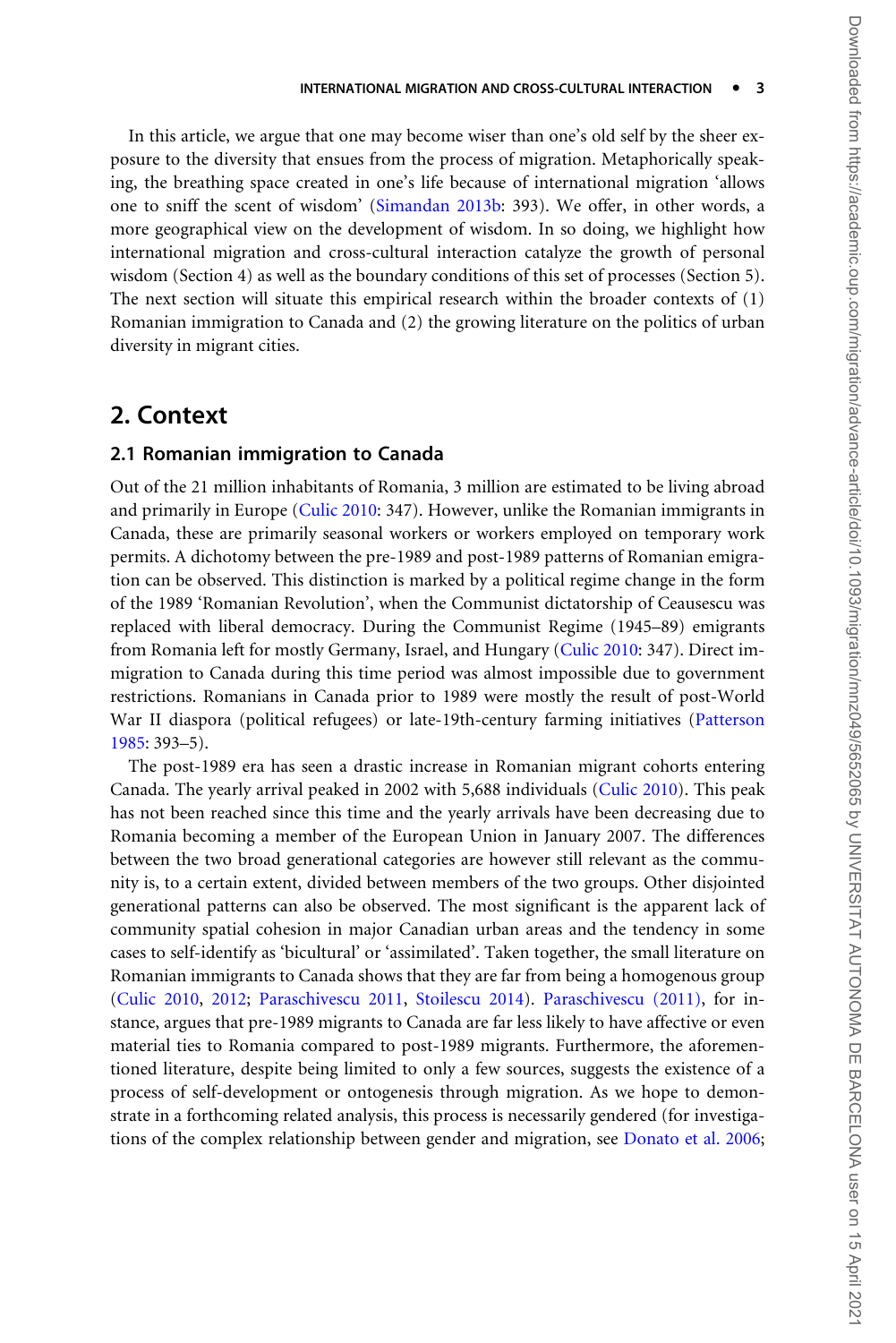In this article, we argue that one may become wiser than one's old self by the sheer exposure to the diversity that ensues from the process of migration. Metaphorically speaking, the breathing space created in one's life because of international migration 'allows one to sniff the scent of wisdom' (Simandan 2013b: 393). We offer, in other words, a more geographical view on the development of wisdom. In so doing, we highlight how international migration and cross-cultural interaction catalyze the growth of personal wisdom (Section 4) as well as the boundary conditions of this set of processes (Section 5). The next section will situate this empirical research within the broader contexts of (1) Romanian immigration to Canada and (2) the growing literature on the politics of urban diversity in migrant cities.

## 2. Context

### 2.1 Romanian immigration to Canada

Out of the 21 million inhabitants of Romania, 3 million are estimated to be living abroad and primarily in Europe (Culic 2010: 347). However, unlike the Romanian immigrants in Canada, these are primarily seasonal workers or workers employed on temporary work permits. A dichotomy between the pre-1989 and post-1989 patterns of Romanian emigration can be observed. This distinction is marked by a political regime change in the form of the 1989 'Romanian Revolution', when the Communist dictatorship of Ceausescu was replaced with liberal democracy. During the Communist Regime (1945–89) emigrants from Romania left for mostly Germany, Israel, and Hungary (Culic 2010: 347). Direct immigration to Canada during this time period was almost impossible due to government restrictions. Romanians in Canada prior to 1989 were mostly the result of post-World War II diaspora (political refugees) or late-19th-century farming initiatives (Patterson 1985: 393–5).

The post-1989 era has seen a drastic increase in Romanian migrant cohorts entering Canada. The yearly arrival peaked in 2002 with 5,688 individuals (Culic 2010). This peak has not been reached since this time and the yearly arrivals have been decreasing due to Romania becoming a member of the European Union in January 2007. The differences between the two broad generational categories are however still relevant as the community is, to a certain extent, divided between members of the two groups. Other disjointed generational patterns can also be observed. The most significant is the apparent lack of community spatial cohesion in major Canadian urban areas and the tendency in some cases to self-identify as 'bicultural' or 'assimilated'. Taken together, the small literature on Romanian immigrants to Canada shows that they are far from being a homogenous group (Culic 2010, 2012; Paraschivescu 2011, Stoilescu 2014). Paraschivescu (2011), for instance, argues that pre-1989 migrants to Canada are far less likely to have affective or even material ties to Romania compared to post-1989 migrants. Furthermore, the aforementioned literature, despite being limited to only a few sources, suggests the existence of a process of self-development or ontogenesis through migration. As we hope to demonstrate in a forthcoming related analysis, this process is necessarily gendered (for investigations of the complex relationship between gender and migration, see Donato et al. 2006;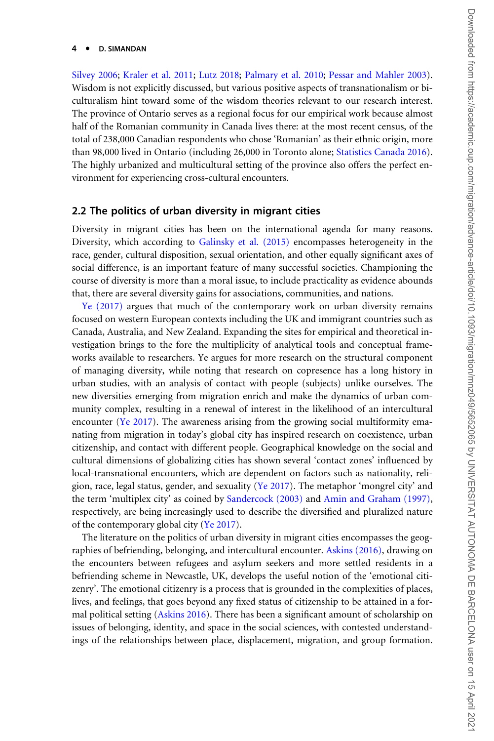Silvey 2006; Kraler et al. 2011; Lutz 2018; Palmary et al. 2010; Pessar and Mahler 2003). Wisdom is not explicitly discussed, but various positive aspects of transnationalism or bi-culturalism hint toward some of the wisdom theories relevant to our research interest. The province of Ontario serves as a regional focus for our empirical work because almost half of the Romanian community in Canada lives there: at the most recent census, of the total of 238,000 Canadian respondents who chose 'Romanian' as their ethnic origin, more than 98,000 lived in Ontario (including 26,000 in Toronto alone; Statistics Canada 2016). The highly urbanized and multicultural setting of the province also offers the perfect environment for experiencing cross-cultural encounters.

## 2.2 The politics of urban diversity in migrant cities

Diversity in migrant cities has been on the international agenda for many reasons. Diversity, which according to Galinsky et al. (2015) encompasses heterogeneity in the race, gender, cultural disposition, sexual orientation, and other equally significant axes of social difference, is an important feature of many successful societies. Championing the course of diversity is more than a moral issue, to include practicality as evidence abounds that, there are several diversity gains for associations, communities, and nations.

Ye (2017) argues that much of the contemporary work on urban diversity remains focused on western European contexts including the UK and immigrant countries such as Canada, Australia, and New Zealand. Expanding the sites for empirical and theoretical investigation brings to the fore the multiplicity of analytical tools and conceptual frameworks available to researchers. Ye argues for more research on the structural component of managing diversity, while noting that research on copresence has a long history in urban studies, with an analysis of contact with people (subjects) unlike ourselves. The new diversities emerging from migration enrich and make the dynamics of urban community complex, resulting in a renewal of interest in the likelihood of an intercultural encounter (Ye 2017). The awareness arising from the growing social multiformity emanating from migration in today's global city has inspired research on coexistence, urban citizenship, and contact with different people. Geographical knowledge on the social and cultural dimensions of globalizing cities has shown several 'contact zones' influenced by local-transnational encounters, which are dependent on factors such as nationality, religion, race, legal status, gender, and sexuality (Ye 2017). The metaphor 'mongrel city' and the term 'multiplex city' as coined by Sandercock (2003) and Amin and Graham (1997), respectively, are being increasingly used to describe the diversified and pluralized nature of the contemporary global city (Ye 2017).

The literature on the politics of urban diversity in migrant cities encompasses the geographies of befriending, belonging, and intercultural encounter. Askins (2016), drawing on the encounters between refugees and asylum seekers and more settled residents in a befriending scheme in Newcastle, UK, develops the useful notion of the 'emotional citizenry'. The emotional citizenry is a process that is grounded in the complexities of places, lives, and feelings, that goes beyond any fixed status of citizenship to be attained in a formal political setting (Askins 2016). There has been a significant amount of scholarship on issues of belonging, identity, and space in the social sciences, with contested understandings of the relationships between place, displacement, migration, and group formation.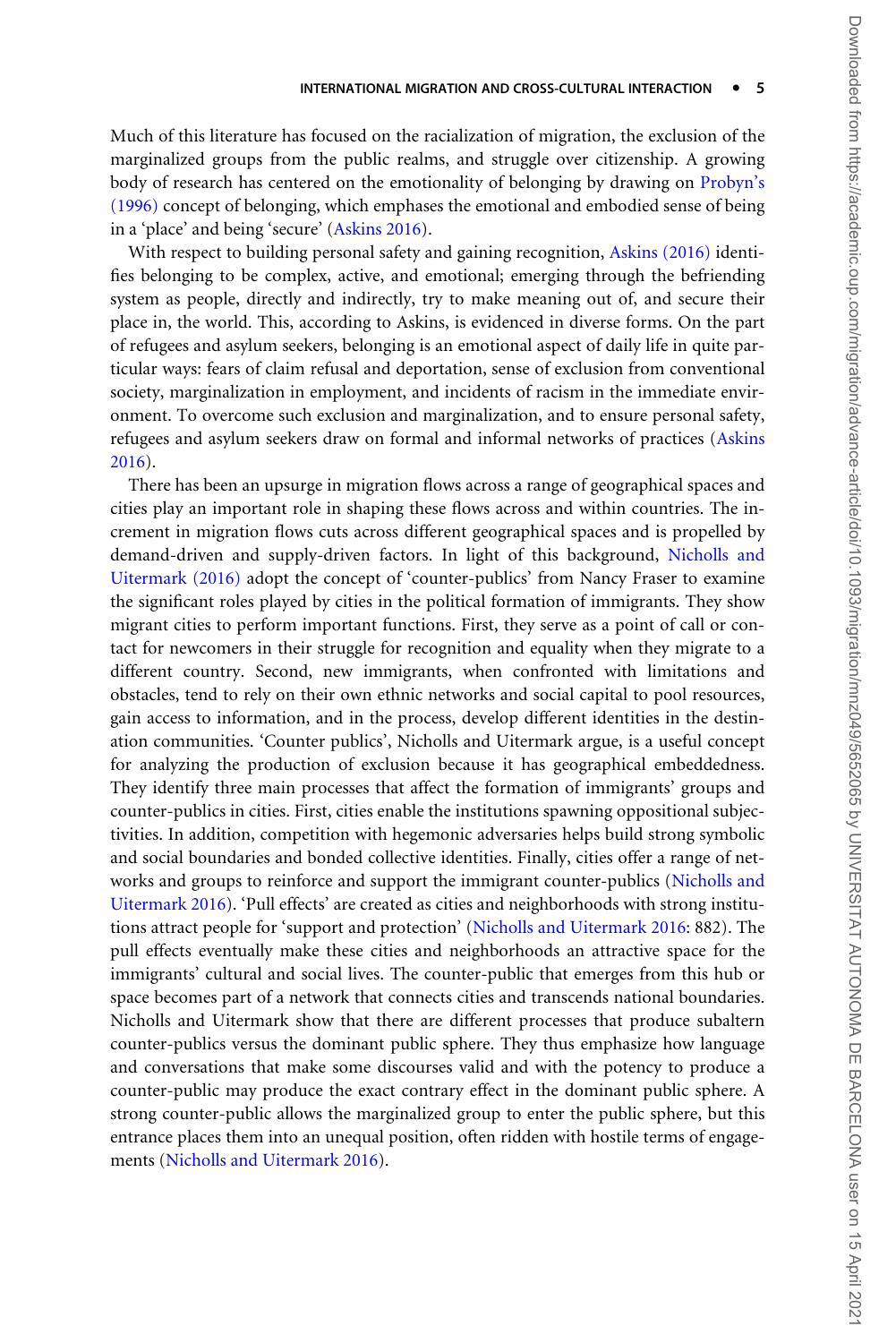Much of this literature has focused on the racialization of migration, the exclusion of the marginalized groups from the public realms, and struggle over citizenship. A growing body of research has centered on the emotionality of belonging by drawing on Probyn's (1996) concept of belonging, which emphases the emotional and embodied sense of being in a 'place' and being 'secure' (Askins 2016).

With respect to building personal safety and gaining recognition, Askins (2016) identifies belonging to be complex, active, and emotional; emerging through the befriending system as people, directly and indirectly, try to make meaning out of, and secure their place in, the world. This, according to Askins, is evidenced in diverse forms. On the part of refugees and asylum seekers, belonging is an emotional aspect of daily life in quite particular ways: fears of claim refusal and deportation, sense of exclusion from conventional society, marginalization in employment, and incidents of racism in the immediate environment. To overcome such exclusion and marginalization, and to ensure personal safety, refugees and asylum seekers draw on formal and informal networks of practices (Askins 2016).

There has been an upsurge in migration flows across a range of geographical spaces and cities play an important role in shaping these flows across and within countries. The increment in migration flows cuts across different geographical spaces and is propelled by demand-driven and supply-driven factors. In light of this background, Nicholls and Uitermark (2016) adopt the concept of 'counter-publics' from Nancy Fraser to examine the significant roles played by cities in the political formation of immigrants. They show migrant cities to perform important functions. First, they serve as a point of call or contact for newcomers in their struggle for recognition and equality when they migrate to a different country. Second, new immigrants, when confronted with limitations and obstacles, tend to rely on their own ethnic networks and social capital to pool resources, gain access to information, and in the process, develop different identities in the destination communities. 'Counter publics', Nicholls and Uitermark argue, is a useful concept for analyzing the production of exclusion because it has geographical embeddedness. They identify three main processes that affect the formation of immigrants' groups and counter-publics in cities. First, cities enable the institutions spawning oppositional subjectivities. In addition, competition with hegemonic adversaries helps build strong symbolic and social boundaries and bonded collective identities. Finally, cities offer a range of networks and groups to reinforce and support the immigrant counter-publics (Nicholls and Uitermark 2016). 'Pull effects' are created as cities and neighborhoods with strong institutions attract people for 'support and protection' (Nicholls and Uitermark 2016: 882). The pull effects eventually make these cities and neighborhoods an attractive space for the immigrants' cultural and social lives. The counter-public that emerges from this hub or space becomes part of a network that connects cities and transcends national boundaries. Nicholls and Uitermark show that there are different processes that produce subaltern counter-publics versus the dominant public sphere. They thus emphasize how language and conversations that make some discourses valid and with the potency to produce a counter-public may produce the exact contrary effect in the dominant public sphere. A strong counter-public allows the marginalized group to enter the public sphere, but this entrance places them into an unequal position, often ridden with hostile terms of engagements (Nicholls and Uitermark 2016).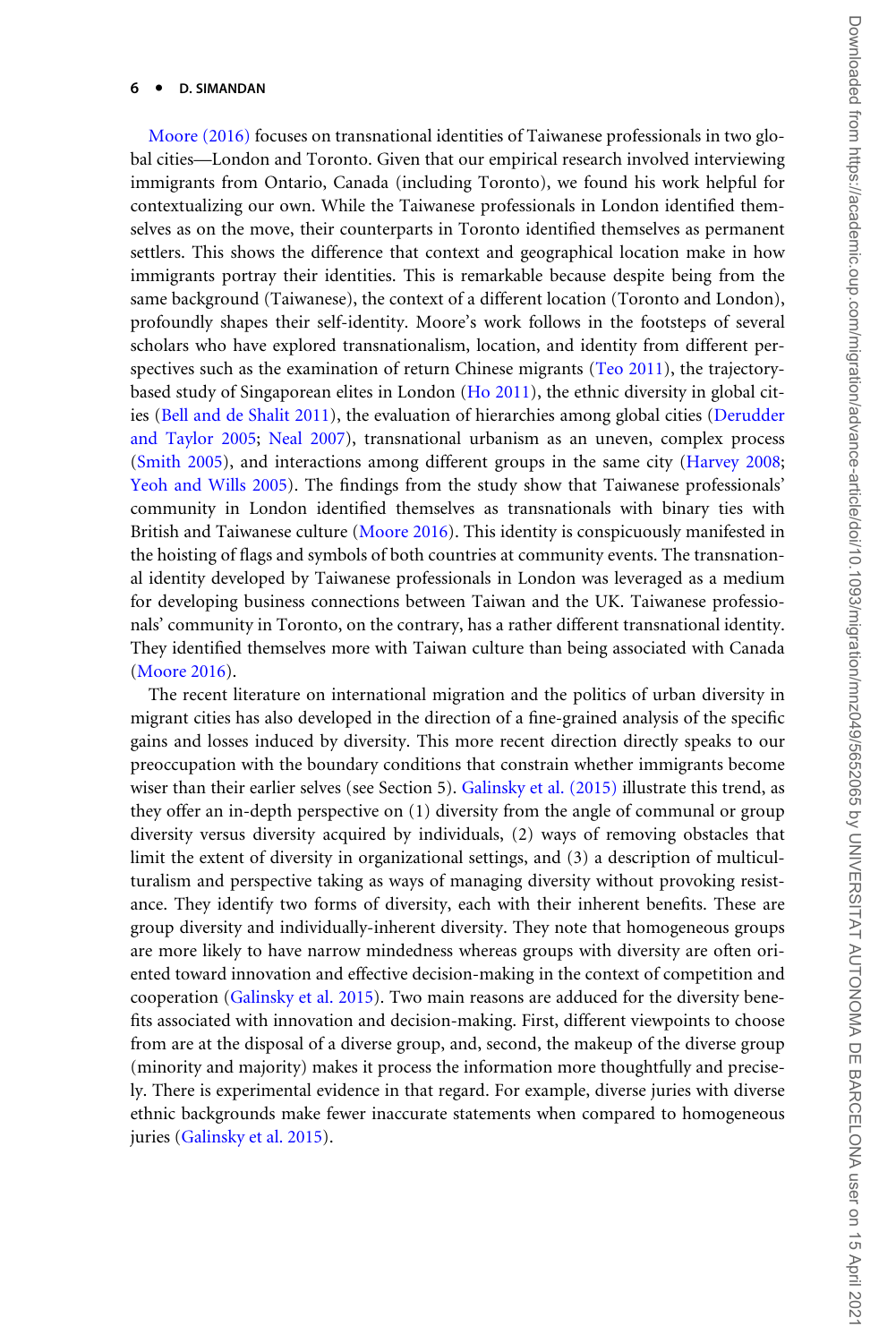Moore (2016) focuses on transnational identities of Taiwanese professionals in two global cities—London and Toronto. Given that our empirical research involved interviewing immigrants from Ontario, Canada (including Toronto), we found his work helpful for contextualizing our own. While the Taiwanese professionals in London identified themselves as on the move, their counterparts in Toronto identified themselves as permanent settlers. This shows the difference that context and geographical location make in how immigrants portray their identities. This is remarkable because despite being from the same background (Taiwanese), the context of a different location (Toronto and London), profoundly shapes their self-identity. Moore's work follows in the footsteps of several scholars who have explored transnationalism, location, and identity from different perspectives such as the examination of return Chinese migrants (Teo 2011), the trajectory-based study of Singaporean elites in London (Ho 2011), the ethnic diversity in global cities (Bell and de Shalit 2011), the evaluation of hierarchies among global cities (Derudder and Taylor 2005; Neal 2007), transnational urbanism as an uneven, complex process (Smith 2005), and interactions among different groups in the same city (Harvey 2008; Yeoh and Wills 2005). The findings from the study show that Taiwanese professionals' community in London identified themselves as transnationals with binary ties with British and Taiwanese culture (Moore 2016). This identity is conspicuously manifested in the hoisting of flags and symbols of both countries at community events. The transnational identity developed by Taiwanese professionals in London was leveraged as a medium for developing business connections between Taiwan and the UK. Taiwanese professionals' community in Toronto, on the contrary, has a rather different transnational identity. They identified themselves more with Taiwan culture than being associated with Canada (Moore 2016).

The recent literature on international migration and the politics of urban diversity in migrant cities has also developed in the direction of a fine-grained analysis of the specific gains and losses induced by diversity. This more recent direction directly speaks to our preoccupation with the boundary conditions that constrain whether immigrants become wiser than their earlier selves (see Section 5). Galinsky et al. (2015) illustrate this trend, as they offer an in-depth perspective on (1) diversity from the angle of communal or group diversity versus diversity acquired by individuals, (2) ways of removing obstacles that limit the extent of diversity in organizational settings, and (3) a description of multiculturalism and perspective taking as ways of managing diversity without provoking resistance. They identify two forms of diversity, each with their inherent benefits. These are group diversity and individually-inherent diversity. They note that homogeneous groups are more likely to have narrow mindedness whereas groups with diversity are often oriented toward innovation and effective decision-making in the context of competition and cooperation (Galinsky et al. 2015). Two main reasons are adduced for the diversity benefits associated with innovation and decision-making. First, different viewpoints to choose from are at the disposal of a diverse group, and, second, the makeup of the diverse group (minority and majority) makes it process the information more thoughtfully and precisely. There is experimental evidence in that regard. For example, diverse juries with diverse ethnic backgrounds make fewer inaccurate statements when compared to homogeneous juries (Galinsky et al. 2015).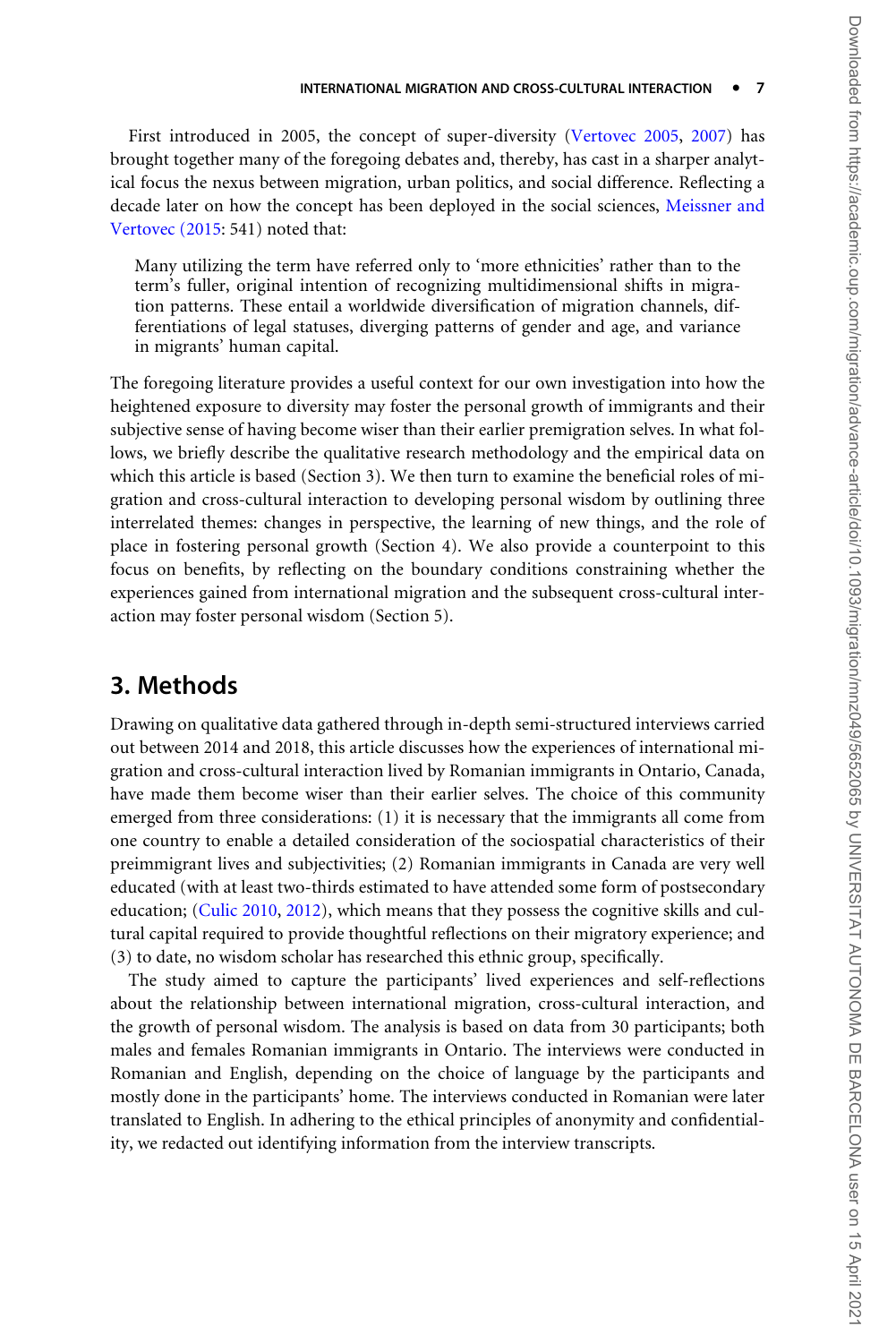First introduced in 2005, the concept of super-diversity (Vertovec 2005, 2007) has brought together many of the foregoing debates and, thereby, has cast in a sharper analytical focus the nexus between migration, urban politics, and social difference. Reflecting a decade later on how the concept has been deployed in the social sciences, Meissner and Vertovec (2015: 541) noted that:

> Many utilizing the term have referred only to 'more ethnicities' rather than to the term's fuller, original intention of recognizing multidimensional shifts in migration patterns. These entail a worldwide diversification of migration channels, differentiations of legal statuses, diverging patterns of gender and age, and variance in migrants' human capital.

The foregoing literature provides a useful context for our own investigation into how the heightened exposure to diversity may foster the personal growth of immigrants and their subjective sense of having become wiser than their earlier premigration selves. In what follows, we briefly describe the qualitative research methodology and the empirical data on which this article is based (Section 3). We then turn to examine the beneficial roles of migration and cross-cultural interaction to developing personal wisdom by outlining three interrelated themes: changes in perspective, the learning of new things, and the role of place in fostering personal growth (Section 4). We also provide a counterpoint to this focus on benefits, by reflecting on the boundary conditions constraining whether the experiences gained from international migration and the subsequent cross-cultural interaction may foster personal wisdom (Section 5).

## 3. Methods

Drawing on qualitative data gathered through in-depth semi-structured interviews carried out between 2014 and 2018, this article discusses how the experiences of international migration and cross-cultural interaction lived by Romanian immigrants in Ontario, Canada, have made them become wiser than their earlier selves. The choice of this community emerged from three considerations: (1) it is necessary that the immigrants all come from one country to enable a detailed consideration of the sociospatial characteristics of their preimmigrant lives and subjectivities; (2) Romanian immigrants in Canada are very well educated (with at least two-thirds estimated to have attended some form of postsecondary education; (Culic 2010, 2012), which means that they possess the cognitive skills and cultural capital required to provide thoughtful reflections on their migratory experience; and (3) to date, no wisdom scholar has researched this ethnic group, specifically.

The study aimed to capture the participants' lived experiences and self-reflections about the relationship between international migration, cross-cultural interaction, and the growth of personal wisdom. The analysis is based on data from 30 participants; both males and females Romanian immigrants in Ontario. The interviews were conducted in Romanian and English, depending on the choice of language by the participants and mostly done in the participants' home. The interviews conducted in Romanian were later translated to English. In adhering to the ethical principles of anonymity and confidentiality, we redacted out identifying information from the interview transcripts.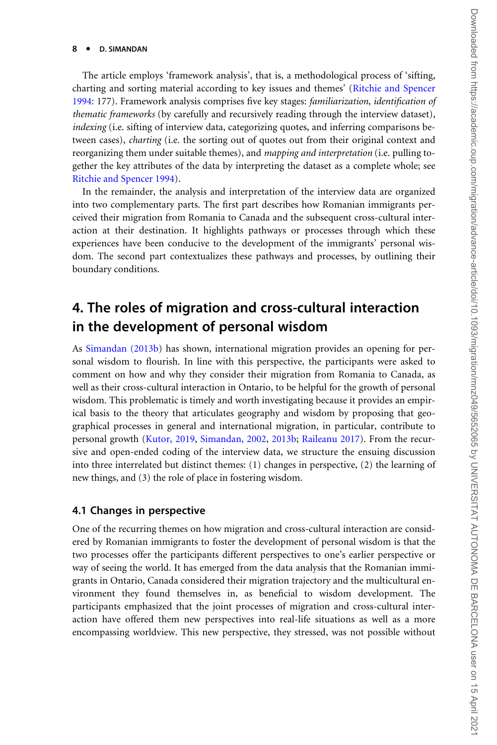The article employs 'framework analysis', that is, a methodological process of 'sifting, charting and sorting material according to key issues and themes' (Ritchie and Spencer 1994: 177). Framework analysis comprises five key stages: *familiarization*, *identification of thematic frameworks* (by carefully and recursively reading through the interview dataset), *indexing* (i.e. sifting of interview data, categorizing quotes, and inferring comparisons between cases), *charting* (i.e. the sorting out of quotes out from their original context and reorganizing them under suitable themes), and *mapping and interpretation* (i.e. pulling together the key attributes of the data by interpreting the dataset as a complete whole; see Ritchie and Spencer 1994).

In the remainder, the analysis and interpretation of the interview data are organized into two complementary parts. The first part describes how Romanian immigrants perceived their migration from Romania to Canada and the subsequent cross-cultural interaction at their destination. It highlights pathways or processes through which these experiences have been conducive to the development of the immigrants' personal wisdom. The second part contextualizes these pathways and processes, by outlining their boundary conditions.

## 4. The roles of migration and cross-cultural interaction in the development of personal wisdom

As Simandan (2013b) has shown, international migration provides an opening for personal wisdom to flourish. In line with this perspective, the participants were asked to comment on how and why they consider their migration from Romania to Canada, as well as their cross-cultural interaction in Ontario, to be helpful for the growth of personal wisdom. This problematic is timely and worth investigating because it provides an empirical basis to the theory that articulates geography and wisdom by proposing that geographical processes in general and international migration, in particular, contribute to personal growth (Kutor, 2019, Simandan, 2002, 2013b; Raileanu 2017). From the recursive and open-ended coding of the interview data, we structure the ensuing discussion into three interrelated but distinct themes: (1) changes in perspective, (2) the learning of new things, and (3) the role of place in fostering wisdom.

### 4.1 Changes in perspective

One of the recurring themes on how migration and cross-cultural interaction are considered by Romanian immigrants to foster the development of personal wisdom is that the two processes offer the participants different perspectives to one's earlier perspective or way of seeing the world. It has emerged from the data analysis that the Romanian immigrants in Ontario, Canada considered their migration trajectory and the multicultural environment they found themselves in, as beneficial to wisdom development. The participants emphasized that the joint processes of migration and cross-cultural interaction have offered them new perspectives into real-life situations as well as a more encompassing worldview. This new perspective, they stressed, was not possible without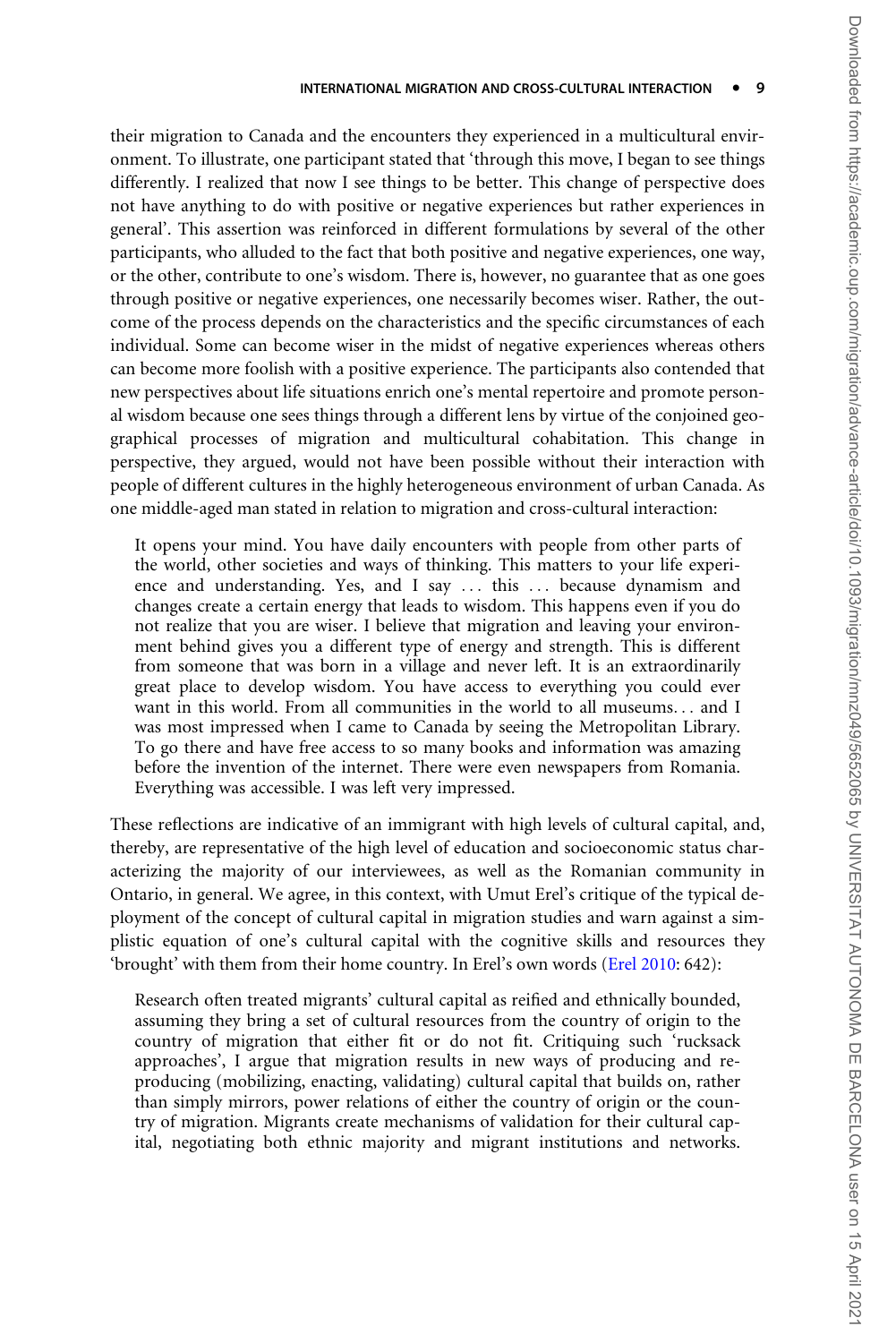their migration to Canada and the encounters they experienced in a multicultural environment. To illustrate, one participant stated that 'through this move, I began to see things differently. I realized that now I see things to be better. This change of perspective does not have anything to do with positive or negative experiences but rather experiences in general'. This assertion was reinforced in different formulations by several of the other participants, who alluded to the fact that both positive and negative experiences, one way, or the other, contribute to one's wisdom. There is, however, no guarantee that as one goes through positive or negative experiences, one necessarily becomes wiser. Rather, the outcome of the process depends on the characteristics and the specific circumstances of each individual. Some can become wiser in the midst of negative experiences whereas others can become more foolish with a positive experience. The participants also contended that new perspectives about life situations enrich one's mental repertoire and promote personal wisdom because one sees things through a different lens by virtue of the conjoined geographical processes of migration and multicultural cohabitation. This change in perspective, they argued, would not have been possible without their interaction with people of different cultures in the highly heterogeneous environment of urban Canada. As one middle-aged man stated in relation to migration and cross-cultural interaction:

> It opens your mind. You have daily encounters with people from other parts of the world, other societies and ways of thinking. This matters to your life experience and understanding. Yes, and I say ... this ... because dynamism and changes create a certain energy that leads to wisdom. This happens even if you do not realize that you are wiser. I believe that migration and leaving your environment behind gives you a different type of energy and strength. This is different from someone that was born in a village and never left. It is an extraordinarily great place to develop wisdom. You have access to everything you could ever want in this world. From all communities in the world to all museums... and I was most impressed when I came to Canada by seeing the Metropolitan Library. To go there and have free access to so many books and information was amazing before the invention of the internet. There were even newspapers from Romania. Everything was accessible. I was left very impressed.

These reflections are indicative of an immigrant with high levels of cultural capital, and, thereby, are representative of the high level of education and socioeconomic status characterizing the majority of our interviewees, as well as the Romanian community in Ontario, in general. We agree, in this context, with Umut Erel's critique of the typical deployment of the concept of cultural capital in migration studies and warn against a simplistic equation of one's cultural capital with the cognitive skills and resources they 'brought' with them from their home country. In Erel's own words (Erel 2010: 642):

> Research often treated migrants' cultural capital as reified and ethnically bounded, assuming they bring a set of cultural resources from the country of origin to the country of migration that either fit or do not fit. Critiquing such 'rucksack approaches', I argue that migration results in new ways of producing and reproducing (mobilizing, enacting, validating) cultural capital that builds on, rather than simply mirrors, power relations of either the country of origin or the country of migration. Migrants create mechanisms of validation for their cultural capital, negotiating both ethnic majority and migrant institutions and networks.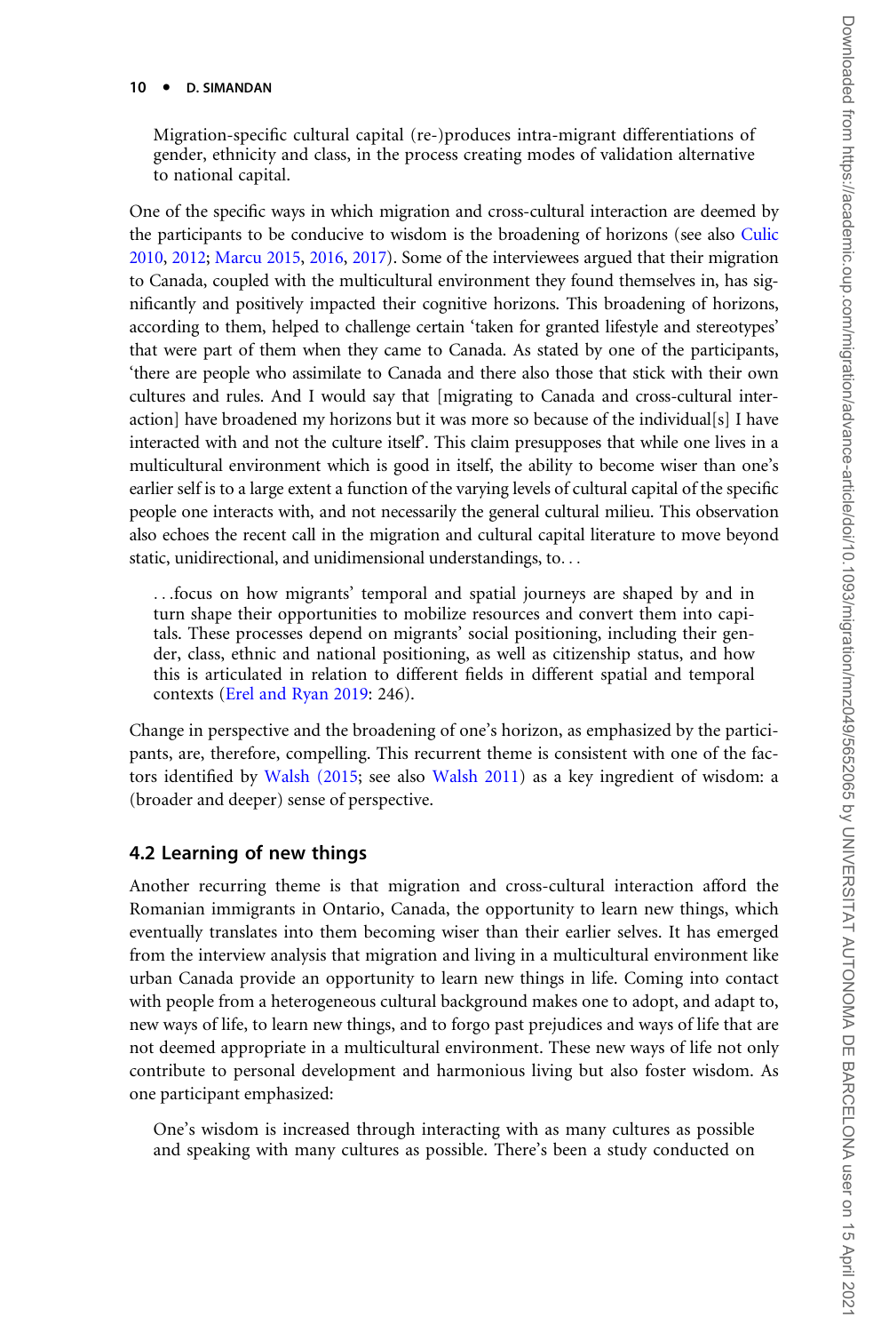> Migration-specific cultural capital (re-)produces intra-migrant differentiations of gender, ethnicity and class, in the process creating modes of validation alternative to national capital.

One of the specific ways in which migration and cross-cultural interaction are deemed by the participants to be conducive to wisdom is the broadening of horizons (see also Culic 2010, 2012; Marcu 2015, 2016, 2017). Some of the interviewees argued that their migration to Canada, coupled with the multicultural environment they found themselves in, has significantly and positively impacted their cognitive horizons. This broadening of horizons, according to them, helped to challenge certain 'taken for granted lifestyle and stereotypes' that were part of them when they came to Canada. As stated by one of the participants, 'there are people who assimilate to Canada and there also those that stick with their own cultures and rules. And I would say that [migrating to Canada and cross-cultural interaction] have broadened my horizons but it was more so because of the individual[s] I have interacted with and not the culture itself'. This claim presupposes that while one lives in a multicultural environment which is good in itself, the ability to become wiser than one's earlier self is to a large extent a function of the varying levels of cultural capital of the specific people one interacts with, and not necessarily the general cultural milieu. This observation also echoes the recent call in the migration and cultural capital literature to move beyond static, unidirectional, and unidimensional understandings, to. . .

> . . .focus on how migrants' temporal and spatial journeys are shaped by and in turn shape their opportunities to mobilize resources and convert them into capitals. These processes depend on migrants' social positioning, including their gender, class, ethnic and national positioning, as well as citizenship status, and how this is articulated in relation to different fields in different spatial and temporal contexts (Erel and Ryan 2019: 246).

Change in perspective and the broadening of one's horizon, as emphasized by the participants, are, therefore, compelling. This recurrent theme is consistent with one of the factors identified by Walsh (2015; see also Walsh 2011) as a key ingredient of wisdom: a (broader and deeper) sense of perspective.

## 4.2 Learning of new things

Another recurring theme is that migration and cross-cultural interaction afford the Romanian immigrants in Ontario, Canada, the opportunity to learn new things, which eventually translates into them becoming wiser than their earlier selves. It has emerged from the interview analysis that migration and living in a multicultural environment like urban Canada provide an opportunity to learn new things in life. Coming into contact with people from a heterogeneous cultural background makes one to adopt, and adapt to, new ways of life, to learn new things, and to forgo past prejudices and ways of life that are not deemed appropriate in a multicultural environment. These new ways of life not only contribute to personal development and harmonious living but also foster wisdom. As one participant emphasized:

> One's wisdom is increased through interacting with as many cultures as possible and speaking with many cultures as possible. There's been a study conducted on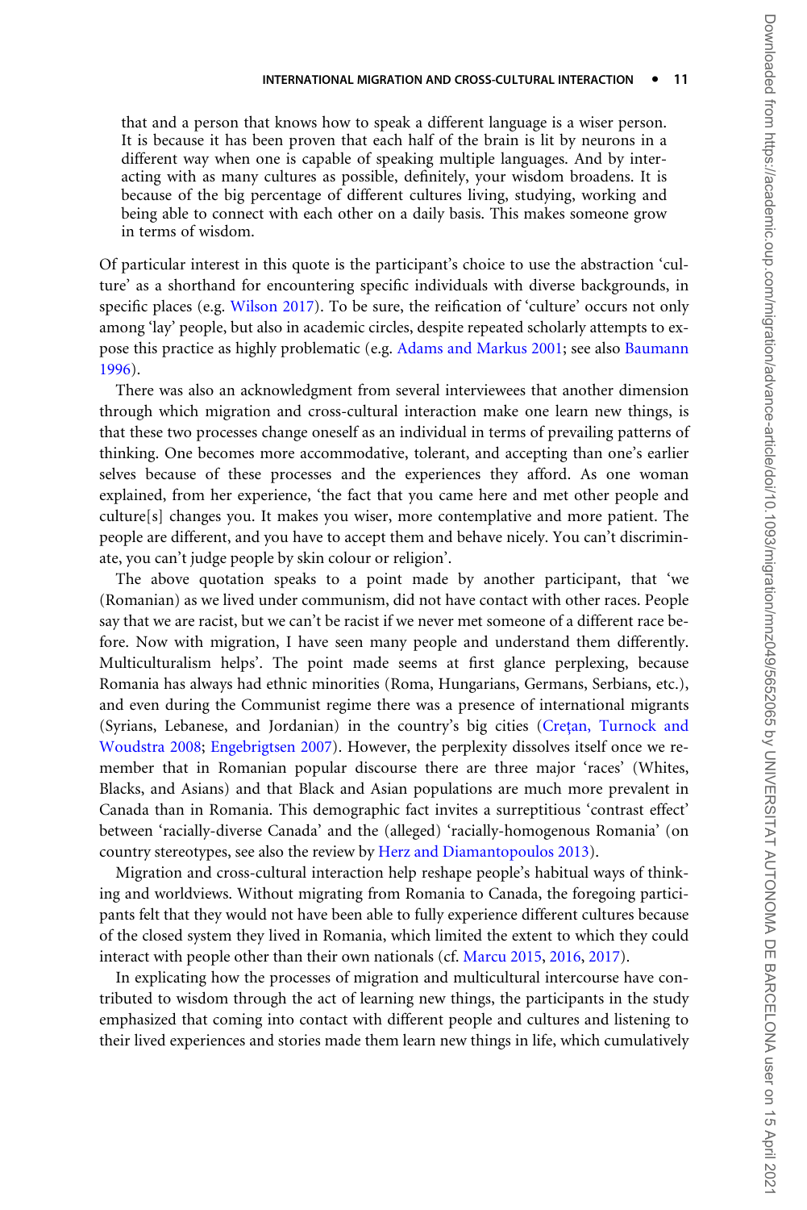> that and a person that knows how to speak a different language is a wiser person. It is because it has been proven that each half of the brain is lit by neurons in a different way when one is capable of speaking multiple languages. And by interacting with as many cultures as possible, definitely, your wisdom broadens. It is because of the big percentage of different cultures living, studying, working and being able to connect with each other on a daily basis. This makes someone grow in terms of wisdom.

Of particular interest in this quote is the participant's choice to use the abstraction 'culture' as a shorthand for encountering specific individuals with diverse backgrounds, in specific places (e.g. Wilson 2017). To be sure, the reification of 'culture' occurs not only among 'lay' people, but also in academic circles, despite repeated scholarly attempts to expose this practice as highly problematic (e.g. Adams and Markus 2001; see also Baumann 1996).

There was also an acknowledgment from several interviewees that another dimension through which migration and cross-cultural interaction make one learn new things, is that these two processes change oneself as an individual in terms of prevailing patterns of thinking. One becomes more accommodative, tolerant, and accepting than one's earlier selves because of these processes and the experiences they afford. As one woman explained, from her experience, 'the fact that you came here and met other people and culture[s] changes you. It makes you wiser, more contemplative and more patient. The people are different, and you have to accept them and behave nicely. You can't discriminate, you can't judge people by skin colour or religion'.

The above quotation speaks to a point made by another participant, that 'we (Romanian) as we lived under communism, did not have contact with other races. People say that we are racist, but we can't be racist if we never met someone of a different race before. Now with migration, I have seen many people and understand them differently. Multiculturalism helps'. The point made seems at first glance perplexing, because Romania has always had ethnic minorities (Roma, Hungarians, Germans, Serbians, etc.), and even during the Communist regime there was a presence of international migrants (Syrians, Lebanese, and Jordanian) in the country's big cities (Creţan, Turnock and Woudstra 2008; Engebrigtsen 2007). However, the perplexity dissolves itself once we remember that in Romanian popular discourse there are three major 'races' (Whites, Blacks, and Asians) and that Black and Asian populations are much more prevalent in Canada than in Romania. This demographic fact invites a surreptitious 'contrast effect' between 'racially-diverse Canada' and the (alleged) 'racially-homogenous Romania' (on country stereotypes, see also the review by Herz and Diamantopoulos 2013).

Migration and cross-cultural interaction help reshape people's habitual ways of thinking and worldviews. Without migrating from Romania to Canada, the foregoing participants felt that they would not have been able to fully experience different cultures because of the closed system they lived in Romania, which limited the extent to which they could interact with people other than their own nationals (cf. Marcu 2015, 2016, 2017).

In explicating how the processes of migration and multicultural intercourse have contributed to wisdom through the act of learning new things, the participants in the study emphasized that coming into contact with different people and cultures and listening to their lived experiences and stories made them learn new things in life, which cumulatively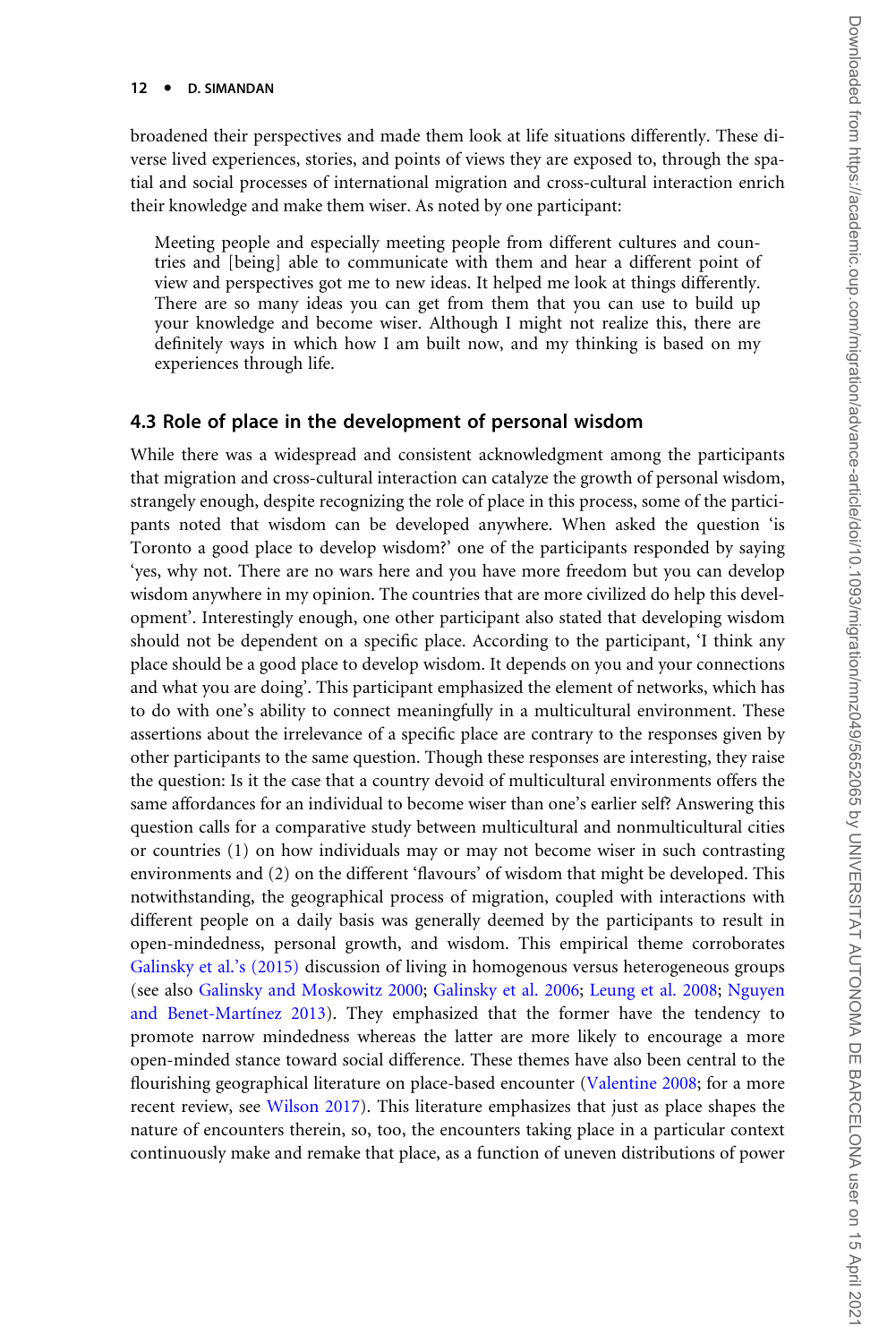broadened their perspectives and made them look at life situations differently. These diverse lived experiences, stories, and points of views they are exposed to, through the spatial and social processes of international migration and cross-cultural interaction enrich their knowledge and make them wiser. As noted by one participant:

> Meeting people and especially meeting people from different cultures and countries and [being] able to communicate with them and hear a different point of view and perspectives got me to new ideas. It helped me look at things differently. There are so many ideas you can get from them that you can use to build up your knowledge and become wiser. Although I might not realize this, there are definitely ways in which how I am built now, and my thinking is based on my experiences through life.

### 4.3 Role of place in the development of personal wisdom

While there was a widespread and consistent acknowledgment among the participants that migration and cross-cultural interaction can catalyze the growth of personal wisdom, strangely enough, despite recognizing the role of place in this process, some of the participants noted that wisdom can be developed anywhere. When asked the question 'is Toronto a good place to develop wisdom?' one of the participants responded by saying 'yes, why not. There are no wars here and you have more freedom but you can develop wisdom anywhere in my opinion. The countries that are more civilized do help this development'. Interestingly enough, one other participant also stated that developing wisdom should not be dependent on a specific place. According to the participant, 'I think any place should be a good place to develop wisdom. It depends on you and your connections and what you are doing'. This participant emphasized the element of networks, which has to do with one's ability to connect meaningfully in a multicultural environment. These assertions about the irrelevance of a specific place are contrary to the responses given by other participants to the same question. Though these responses are interesting, they raise the question: Is it the case that a country devoid of multicultural environments offers the same affordances for an individual to become wiser than one's earlier self? Answering this question calls for a comparative study between multicultural and nonmulticultural cities or countries (1) on how individuals may or may not become wiser in such contrasting environments and (2) on the different 'flavours' of wisdom that might be developed. This notwithstanding, the geographical process of migration, coupled with interactions with different people on a daily basis was generally deemed by the participants to result in open-mindedness, personal growth, and wisdom. This empirical theme corroborates Galinsky et al.'s (2015) discussion of living in homogenous versus heterogeneous groups (see also Galinsky and Moskowitz 2000; Galinsky et al. 2006; Leung et al. 2008; Nguyen and Benet-Martínez 2013). They emphasized that the former have the tendency to promote narrow mindedness whereas the latter are more likely to encourage a more open-minded stance toward social difference. These themes have also been central to the flourishing geographical literature on place-based encounter (Valentine 2008; for a more recent review, see Wilson 2017). This literature emphasizes that just as place shapes the nature of encounters therein, so, too, the encounters taking place in a particular context continuously make and remake that place, as a function of uneven distributions of power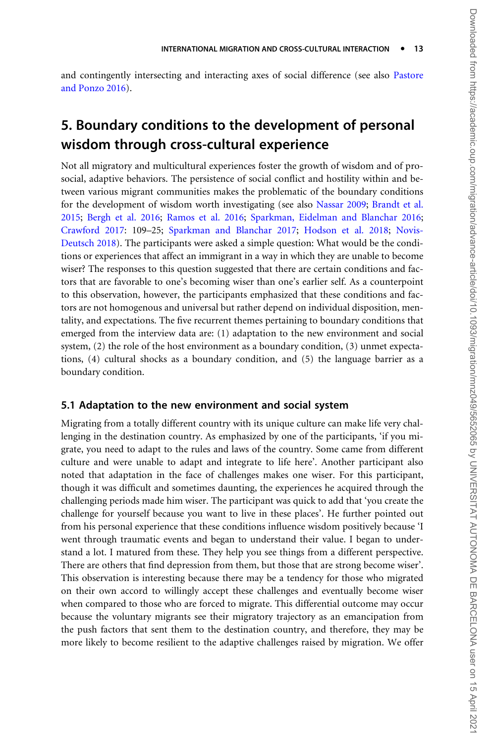and contingently intersecting and interacting axes of social difference (see also Pastore and Ponzo 2016).

## 5. Boundary conditions to the development of personal wisdom through cross-cultural experience

Not all migratory and multicultural experiences foster the growth of wisdom and of prosocial, adaptive behaviors. The persistence of social conflict and hostility within and between various migrant communities makes the problematic of the boundary conditions for the development of wisdom worth investigating (see also Nassar 2009; Brandt et al. 2015; Bergh et al. 2016; Ramos et al. 2016; Sparkman, Eidelman and Blanchar 2016; Crawford 2017: 109–25; Sparkman and Blanchar 2017; Hodson et al. 2018; Novis-Deutsch 2018). The participants were asked a simple question: What would be the conditions or experiences that affect an immigrant in a way in which they are unable to become wiser? The responses to this question suggested that there are certain conditions and factors that are favorable to one's becoming wiser than one's earlier self. As a counterpoint to this observation, however, the participants emphasized that these conditions and factors are not homogenous and universal but rather depend on individual disposition, mentality, and expectations. The five recurrent themes pertaining to boundary conditions that emerged from the interview data are: (1) adaptation to the new environment and social system, (2) the role of the host environment as a boundary condition, (3) unmet expectations, (4) cultural shocks as a boundary condition, and (5) the language barrier as a boundary condition.

### 5.1 Adaptation to the new environment and social system

Migrating from a totally different country with its unique culture can make life very challenging in the destination country. As emphasized by one of the participants, 'if you migrate, you need to adapt to the rules and laws of the country. Some came from different culture and were unable to adapt and integrate to life here'. Another participant also noted that adaptation in the face of challenges makes one wiser. For this participant, though it was difficult and sometimes daunting, the experiences he acquired through the challenging periods made him wiser. The participant was quick to add that 'you create the challenge for yourself because you want to live in these places'. He further pointed out from his personal experience that these conditions influence wisdom positively because 'I went through traumatic events and began to understand their value. I began to understand a lot. I matured from these. They help you see things from a different perspective. There are others that find depression from them, but those that are strong become wiser'. This observation is interesting because there may be a tendency for those who migrated on their own accord to willingly accept these challenges and eventually become wiser when compared to those who are forced to migrate. This differential outcome may occur because the voluntary migrants see their migratory trajectory as an emancipation from the push factors that sent them to the destination country, and therefore, they may be more likely to become resilient to the adaptive challenges raised by migration. We offer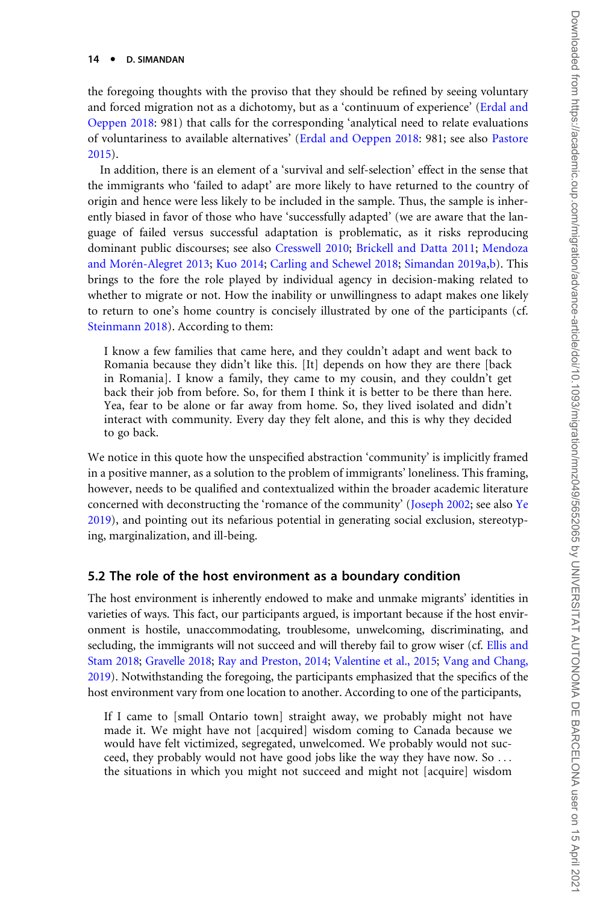the foregoing thoughts with the proviso that they should be refined by seeing voluntary and forced migration not as a dichotomy, but as a 'continuum of experience' (Erdal and Oeppen 2018: 981) that calls for the corresponding 'analytical need to relate evaluations of voluntariness to available alternatives' (Erdal and Oeppen 2018: 981; see also Pastore 2015).

In addition, there is an element of a 'survival and self-selection' effect in the sense that the immigrants who 'failed to adapt' are more likely to have returned to the country of origin and hence were less likely to be included in the sample. Thus, the sample is inherently biased in favor of those who have 'successfully adapted' (we are aware that the language of failed versus successful adaptation is problematic, as it risks reproducing dominant public discourses; see also Cresswell 2010; Brickell and Datta 2011; Mendoza and Morén-Alegret 2013; Kuo 2014; Carling and Schewel 2018; Simandan 2019a,b). This brings to the fore the role played by individual agency in decision-making related to whether to migrate or not. How the inability or unwillingness to adapt makes one likely to return to one's home country is concisely illustrated by one of the participants (cf. Steinmann 2018). According to them:

> I know a few families that came here, and they couldn't adapt and went back to Romania because they didn't like this. [It] depends on how they are there [back in Romania]. I know a family, they came to my cousin, and they couldn't get back their job from before. So, for them I think it is better to be there than here. Yea, fear to be alone or far away from home. So, they lived isolated and didn't interact with community. Every day they felt alone, and this is why they decided to go back.

We notice in this quote how the unspecified abstraction 'community' is implicitly framed in a positive manner, as a solution to the problem of immigrants' loneliness. This framing, however, needs to be qualified and contextualized within the broader academic literature concerned with deconstructing the 'romance of the community' (Joseph 2002; see also Ye 2019), and pointing out its nefarious potential in generating social exclusion, stereotyping, marginalization, and ill-being.

### 5.2 The role of the host environment as a boundary condition

The host environment is inherently endowed to make and unmake migrants' identities in varieties of ways. This fact, our participants argued, is important because if the host environment is hostile, unaccommodating, troublesome, unwelcoming, discriminating, and secluding, the immigrants will not succeed and will thereby fail to grow wiser (cf. Ellis and Stam 2018; Gravelle 2018; Ray and Preston, 2014; Valentine et al., 2015; Vang and Chang, 2019). Notwithstanding the foregoing, the participants emphasized that the specifics of the host environment vary from one location to another. According to one of the participants,

> If I came to [small Ontario town] straight away, we probably might not have made it. We might have not [acquired] wisdom coming to Canada because we would have felt victimized, segregated, unwelcomed. We probably would not succeed, they probably would not have good jobs like the way they have now. So . . . the situations in which you might not succeed and might not [acquire] wisdom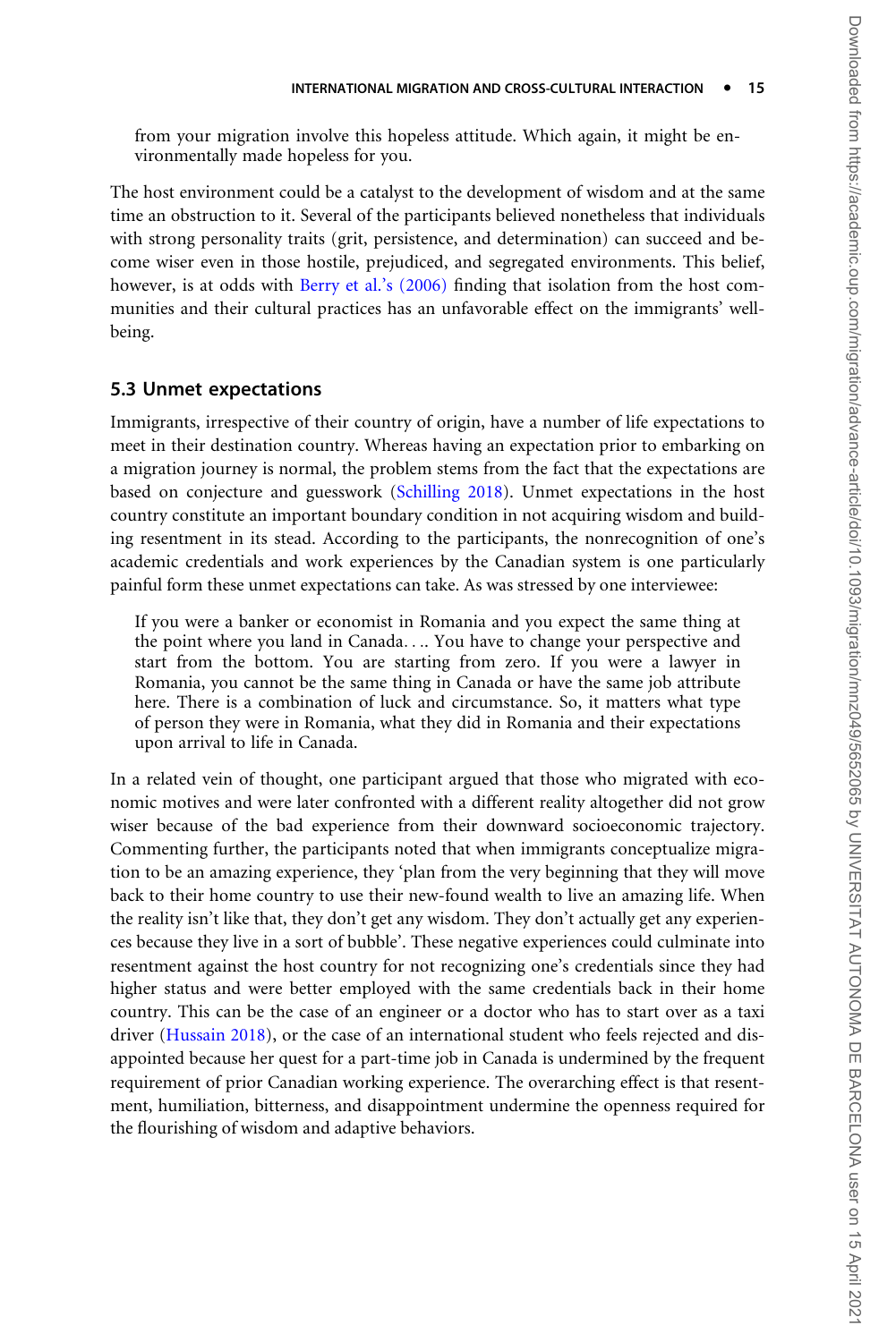from your migration involve this hopeless attitude. Which again, it might be environmentally made hopeless for you.

The host environment could be a catalyst to the development of wisdom and at the same time an obstruction to it. Several of the participants believed nonetheless that individuals with strong personality traits (grit, persistence, and determination) can succeed and become wiser even in those hostile, prejudiced, and segregated environments. This belief, however, is at odds with Berry et al.'s (2006) finding that isolation from the host communities and their cultural practices has an unfavorable effect on the immigrants' well-being.

## 5.3 Unmet expectations

Immigrants, irrespective of their country of origin, have a number of life expectations to meet in their destination country. Whereas having an expectation prior to embarking on a migration journey is normal, the problem stems from the fact that the expectations are based on conjecture and guesswork (Schilling 2018). Unmet expectations in the host country constitute an important boundary condition in not acquiring wisdom and building resentment in its stead. According to the participants, the nonrecognition of one's academic credentials and work experiences by the Canadian system is one particularly painful form these unmet expectations can take. As was stressed by one interviewee:

> If you were a banker or economist in Romania and you expect the same thing at the point where you land in Canada. . .. You have to change your perspective and start from the bottom. You are starting from zero. If you were a lawyer in Romania, you cannot be the same thing in Canada or have the same job attribute here. There is a combination of luck and circumstance. So, it matters what type of person they were in Romania, what they did in Romania and their expectations upon arrival to life in Canada.

In a related vein of thought, one participant argued that those who migrated with economic motives and were later confronted with a different reality altogether did not grow wiser because of the bad experience from their downward socioeconomic trajectory. Commenting further, the participants noted that when immigrants conceptualize migration to be an amazing experience, they 'plan from the very beginning that they will move back to their home country to use their new-found wealth to live an amazing life. When the reality isn't like that, they don't get any wisdom. They don't actually get any experiences because they live in a sort of bubble'. These negative experiences could culminate into resentment against the host country for not recognizing one's credentials since they had higher status and were better employed with the same credentials back in their home country. This can be the case of an engineer or a doctor who has to start over as a taxi driver (Hussain 2018), or the case of an international student who feels rejected and disappointed because her quest for a part-time job in Canada is undermined by the frequent requirement of prior Canadian working experience. The overarching effect is that resentment, humiliation, bitterness, and disappointment undermine the openness required for the flourishing of wisdom and adaptive behaviors.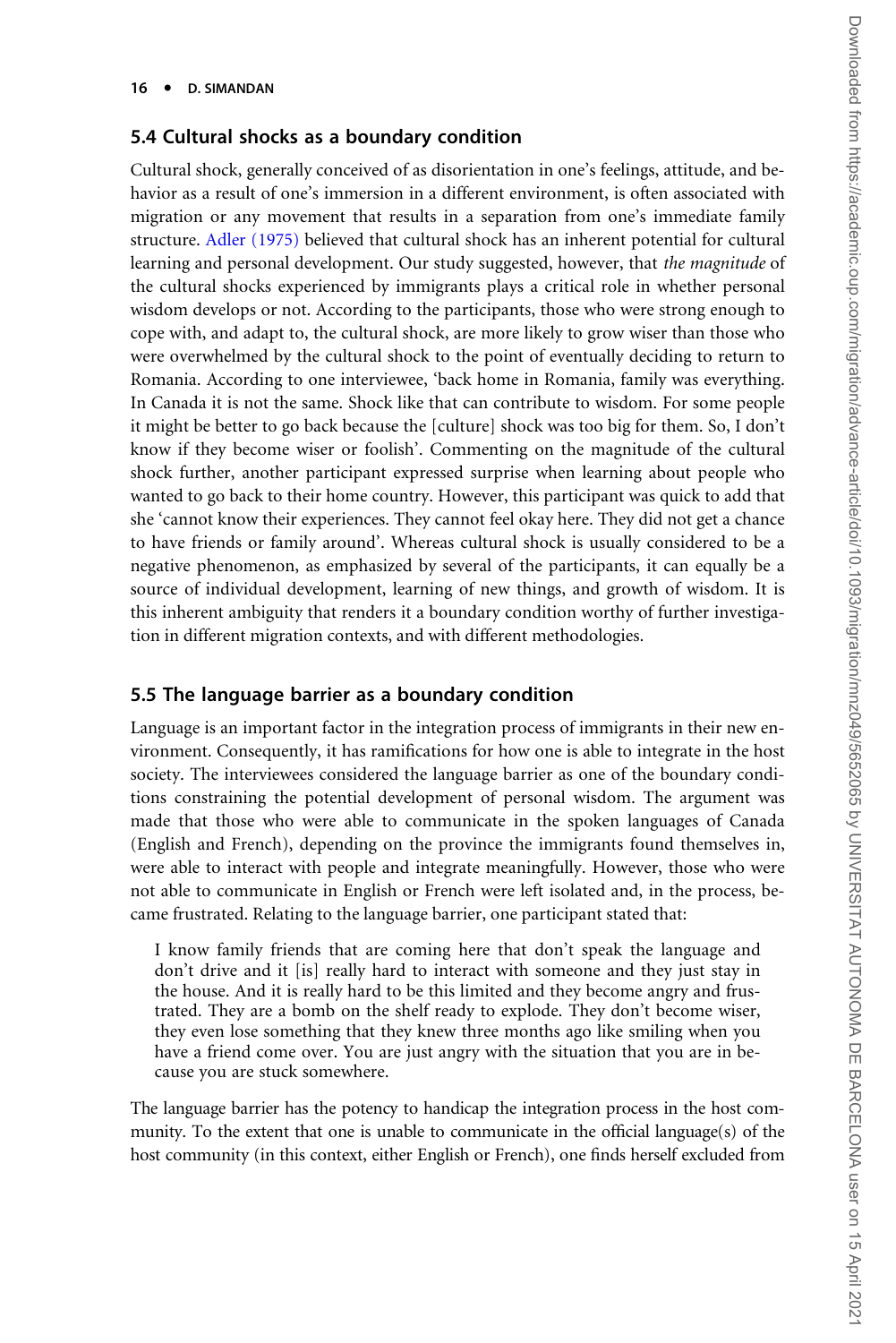### 5.4 Cultural shocks as a boundary condition

Cultural shock, generally conceived of as disorientation in one's feelings, attitude, and behavior as a result of one's immersion in a different environment, is often associated with migration or any movement that results in a separation from one's immediate family structure. Adler (1975) believed that cultural shock has an inherent potential for cultural learning and personal development. Our study suggested, however, that *the magnitude* of the cultural shocks experienced by immigrants plays a critical role in whether personal wisdom develops or not. According to the participants, those who were strong enough to cope with, and adapt to, the cultural shock, are more likely to grow wiser than those who were overwhelmed by the cultural shock to the point of eventually deciding to return to Romania. According to one interviewee, 'back home in Romania, family was everything. In Canada it is not the same. Shock like that can contribute to wisdom. For some people it might be better to go back because the [culture] shock was too big for them. So, I don't know if they become wiser or foolish'. Commenting on the magnitude of the cultural shock further, another participant expressed surprise when learning about people who wanted to go back to their home country. However, this participant was quick to add that she 'cannot know their experiences. They cannot feel okay here. They did not get a chance to have friends or family around'. Whereas cultural shock is usually considered to be a negative phenomenon, as emphasized by several of the participants, it can equally be a source of individual development, learning of new things, and growth of wisdom. It is this inherent ambiguity that renders it a boundary condition worthy of further investigation in different migration contexts, and with different methodologies.

### 5.5 The language barrier as a boundary condition

Language is an important factor in the integration process of immigrants in their new environment. Consequently, it has ramifications for how one is able to integrate in the host society. The interviewees considered the language barrier as one of the boundary conditions constraining the potential development of personal wisdom. The argument was made that those who were able to communicate in the spoken languages of Canada (English and French), depending on the province the immigrants found themselves in, were able to interact with people and integrate meaningfully. However, those who were not able to communicate in English or French were left isolated and, in the process, became frustrated. Relating to the language barrier, one participant stated that:

> I know family friends that are coming here that don't speak the language and don't drive and it [is] really hard to interact with someone and they just stay in the house. And it is really hard to be this limited and they become angry and frustrated. They are a bomb on the shelf ready to explode. They don't become wiser, they even lose something that they knew three months ago like smiling when you have a friend come over. You are just angry with the situation that you are in because you are stuck somewhere.

The language barrier has the potency to handicap the integration process in the host community. To the extent that one is unable to communicate in the official language(s) of the host community (in this context, either English or French), one finds herself excluded from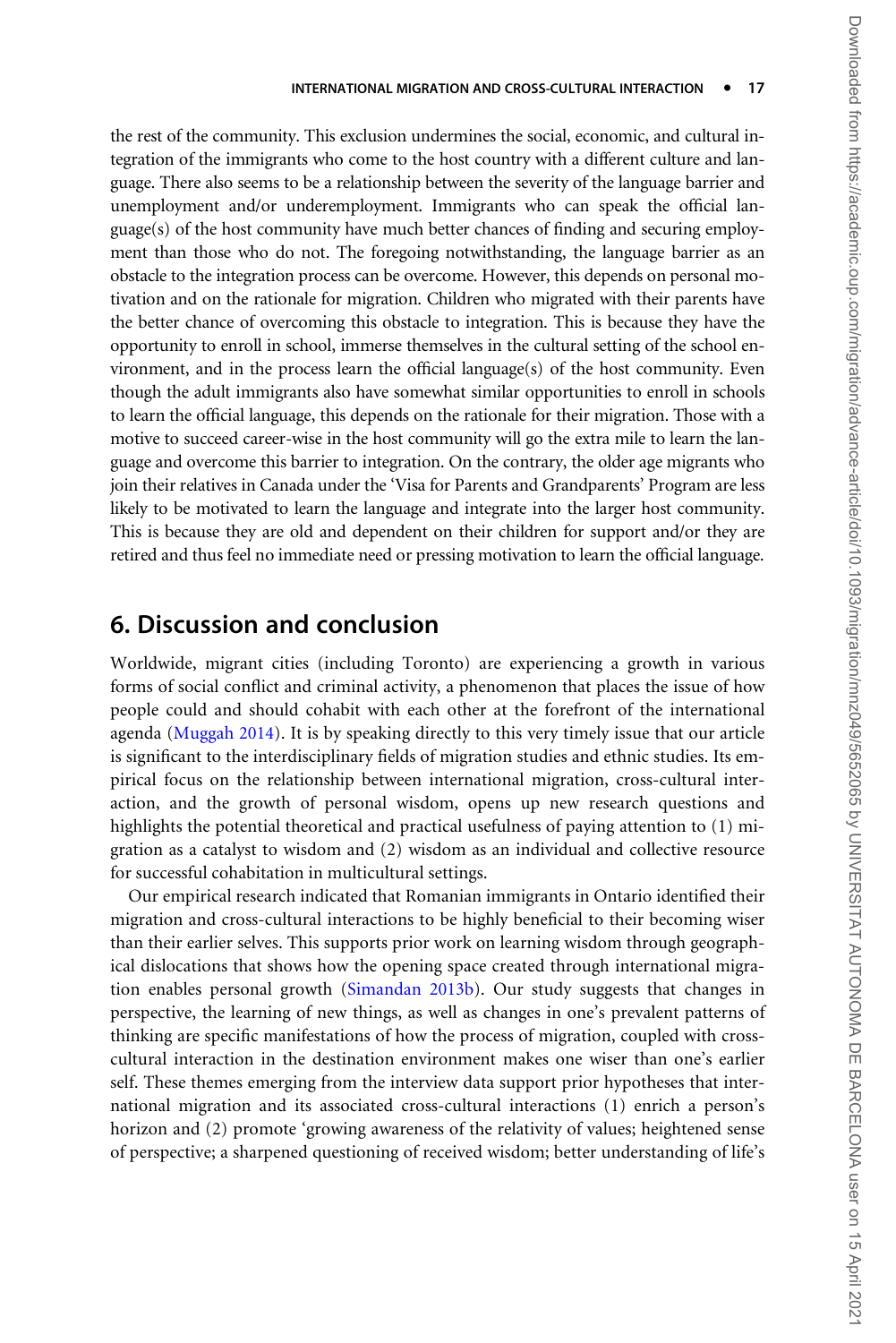the rest of the community. This exclusion undermines the social, economic, and cultural integration of the immigrants who come to the host country with a different culture and language. There also seems to be a relationship between the severity of the language barrier and unemployment and/or underemployment. Immigrants who can speak the official language(s) of the host community have much better chances of finding and securing employment than those who do not. The foregoing notwithstanding, the language barrier as an obstacle to the integration process can be overcome. However, this depends on personal motivation and on the rationale for migration. Children who migrated with their parents have the better chance of overcoming this obstacle to integration. This is because they have the opportunity to enroll in school, immerse themselves in the cultural setting of the school environment, and in the process learn the official language(s) of the host community. Even though the adult immigrants also have somewhat similar opportunities to enroll in schools to learn the official language, this depends on the rationale for their migration. Those with a motive to succeed career-wise in the host community will go the extra mile to learn the language and overcome this barrier to integration. On the contrary, the older age migrants who join their relatives in Canada under the 'Visa for Parents and Grandparents' Program are less likely to be motivated to learn the language and integrate into the larger host community. This is because they are old and dependent on their children for support and/or they are retired and thus feel no immediate need or pressing motivation to learn the official language.

## 6. Discussion and conclusion

Worldwide, migrant cities (including Toronto) are experiencing a growth in various forms of social conflict and criminal activity, a phenomenon that places the issue of how people could and should cohabit with each other at the forefront of the international agenda (Muggah 2014). It is by speaking directly to this very timely issue that our article is significant to the interdisciplinary fields of migration studies and ethnic studies. Its empirical focus on the relationship between international migration, cross-cultural interaction, and the growth of personal wisdom, opens up new research questions and highlights the potential theoretical and practical usefulness of paying attention to (1) migration as a catalyst to wisdom and (2) wisdom as an individual and collective resource for successful cohabitation in multicultural settings.

Our empirical research indicated that Romanian immigrants in Ontario identified their migration and cross-cultural interactions to be highly beneficial to their becoming wiser than their earlier selves. This supports prior work on learning wisdom through geographical dislocations that shows how the opening space created through international migration enables personal growth (Simandan 2013b). Our study suggests that changes in perspective, the learning of new things, as well as changes in one's prevalent patterns of thinking are specific manifestations of how the process of migration, coupled with cross-cultural interaction in the destination environment makes one wiser than one's earlier self. These themes emerging from the interview data support prior hypotheses that international migration and its associated cross-cultural interactions (1) enrich a person's horizon and (2) promote 'growing awareness of the relativity of values; heightened sense of perspective; a sharpened questioning of received wisdom; better understanding of life's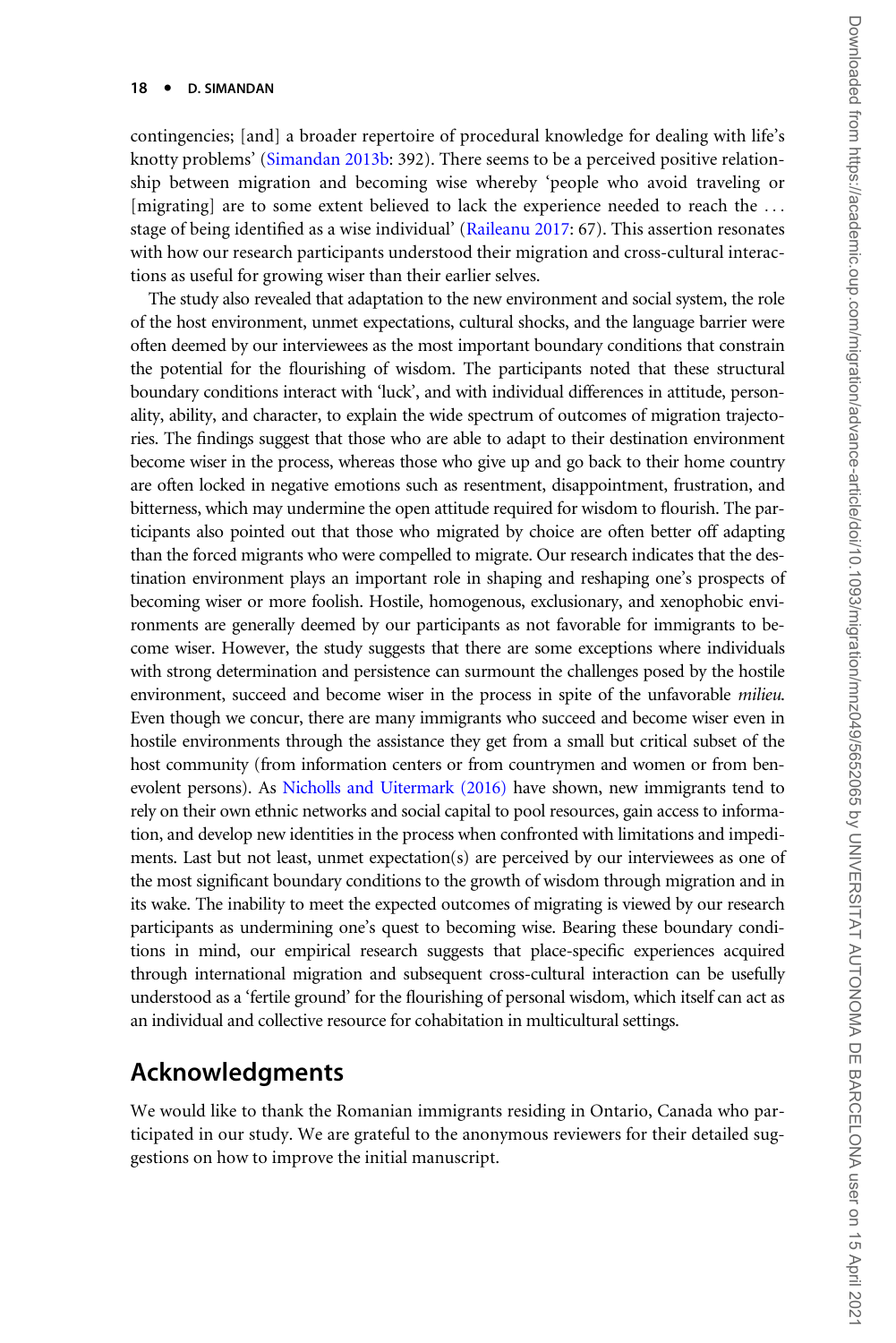contingencies; [and] a broader repertoire of procedural knowledge for dealing with life's knotty problems' (Simandan 2013b: 392). There seems to be a perceived positive relationship between migration and becoming wise whereby 'people who avoid traveling or [migrating] are to some extent believed to lack the experience needed to reach the . . . stage of being identified as a wise individual' (Raileanu 2017: 67). This assertion resonates with how our research participants understood their migration and cross-cultural interactions as useful for growing wiser than their earlier selves.

The study also revealed that adaptation to the new environment and social system, the role of the host environment, unmet expectations, cultural shocks, and the language barrier were often deemed by our interviewees as the most important boundary conditions that constrain the potential for the flourishing of wisdom. The participants noted that these structural boundary conditions interact with 'luck', and with individual differences in attitude, personality, ability, and character, to explain the wide spectrum of outcomes of migration trajectories. The findings suggest that those who are able to adapt to their destination environment become wiser in the process, whereas those who give up and go back to their home country are often locked in negative emotions such as resentment, disappointment, frustration, and bitterness, which may undermine the open attitude required for wisdom to flourish. The participants also pointed out that those who migrated by choice are often better off adapting than the forced migrants who were compelled to migrate. Our research indicates that the destination environment plays an important role in shaping and reshaping one's prospects of becoming wiser or more foolish. Hostile, homogenous, exclusionary, and xenophobic environments are generally deemed by our participants as not favorable for immigrants to become wiser. However, the study suggests that there are some exceptions where individuals with strong determination and persistence can surmount the challenges posed by the hostile environment, succeed and become wiser in the process in spite of the unfavorable *milieu*. Even though we concur, there are many immigrants who succeed and become wiser even in hostile environments through the assistance they get from a small but critical subset of the host community (from information centers or from countrymen and women or from benevolent persons). As Nicholls and Uitermark (2016) have shown, new immigrants tend to rely on their own ethnic networks and social capital to pool resources, gain access to information, and develop new identities in the process when confronted with limitations and impediments. Last but not least, unmet expectation(s) are perceived by our interviewees as one of the most significant boundary conditions to the growth of wisdom through migration and in its wake. The inability to meet the expected outcomes of migrating is viewed by our research participants as undermining one's quest to becoming wise. Bearing these boundary conditions in mind, our empirical research suggests that place-specific experiences acquired through international migration and subsequent cross-cultural interaction can be usefully understood as a 'fertile ground' for the flourishing of personal wisdom, which itself can act as an individual and collective resource for cohabitation in multicultural settings.

## Acknowledgments

We would like to thank the Romanian immigrants residing in Ontario, Canada who participated in our study. We are grateful to the anonymous reviewers for their detailed suggestions on how to improve the initial manuscript.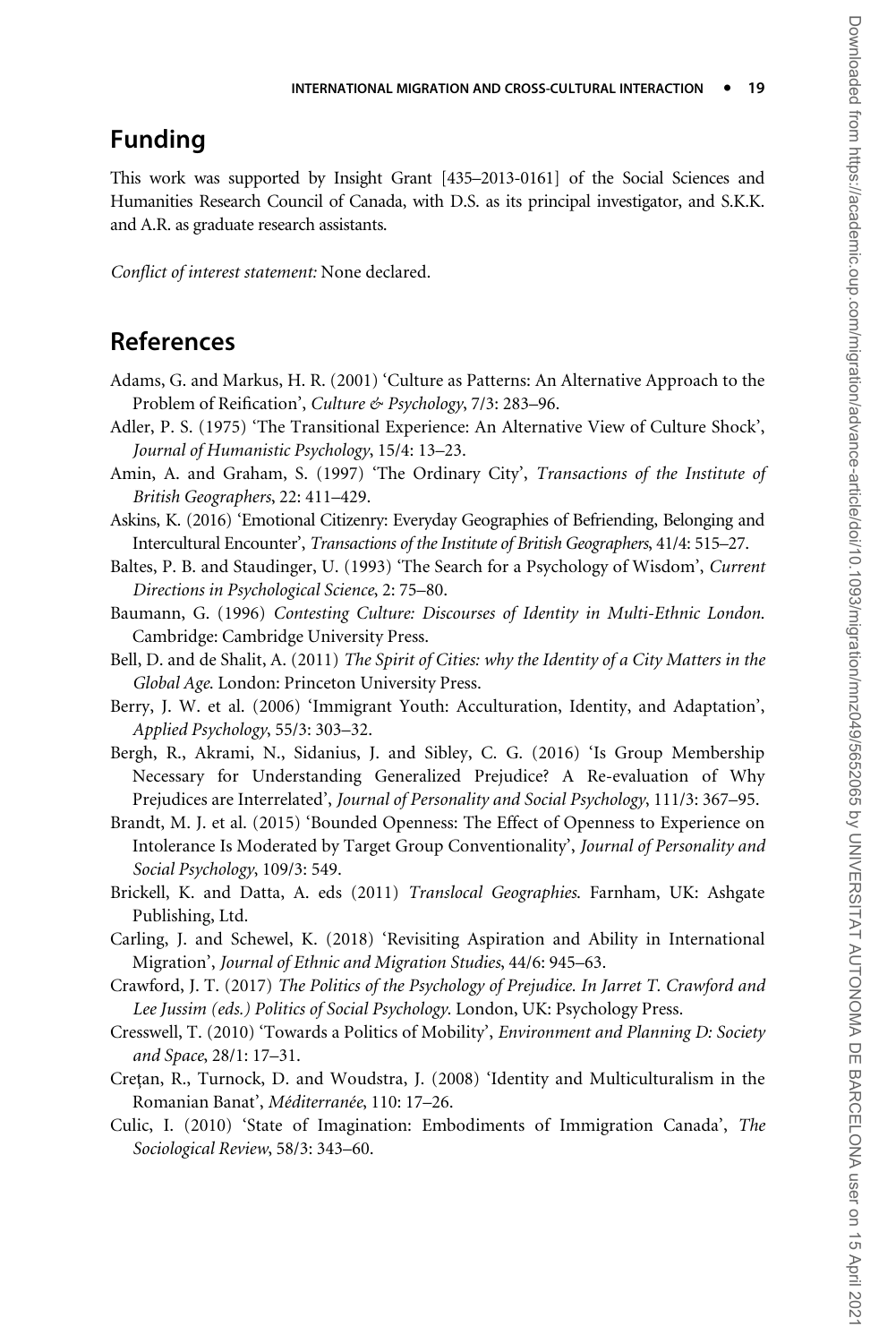## Funding

This work was supported by Insight Grant [435–2013-0161] of the Social Sciences and Humanities Research Council of Canada, with D.S. as its principal investigator, and S.K.K. and A.R. as graduate research assistants.

*Conflict of interest statement:* None declared.

## References

Adams, G. and Markus, H. R. (2001) 'Culture as Patterns: An Alternative Approach to the Problem of Reification', *Culture & Psychology*, 7/3: 283–96.

Adler, P. S. (1975) 'The Transitional Experience: An Alternative View of Culture Shock', *Journal of Humanistic Psychology*, 15/4: 13–23.

Amin, A. and Graham, S. (1997) 'The Ordinary City', *Transactions of the Institute of British Geographers*, 22: 411–429.

Askins, K. (2016) 'Emotional Citizenry: Everyday Geographies of Befriending, Belonging and Intercultural Encounter', *Transactions of the Institute of British Geographers*, 41/4: 515–27.

Baltes, P. B. and Staudinger, U. (1993) 'The Search for a Psychology of Wisdom', *Current Directions in Psychological Science*, 2: 75–80.

Baumann, G. (1996) *Contesting Culture: Discourses of Identity in Multi-Ethnic London*. Cambridge: Cambridge University Press.

Bell, D. and de Shalit, A. (2011) *The Spirit of Cities: why the Identity of a City Matters in the Global Age*. London: Princeton University Press.

Berry, J. W. et al. (2006) 'Immigrant Youth: Acculturation, Identity, and Adaptation', *Applied Psychology*, 55/3: 303–32.

Bergh, R., Akrami, N., Sidanius, J. and Sibley, C. G. (2016) 'Is Group Membership Necessary for Understanding Generalized Prejudice? A Re-evaluation of Why Prejudices are Interrelated', *Journal of Personality and Social Psychology*, 111/3: 367–95.

Brandt, M. J. et al. (2015) 'Bounded Openness: The Effect of Openness to Experience on Intolerance Is Moderated by Target Group Conventionality', *Journal of Personality and Social Psychology*, 109/3: 549.

Brickell, K. and Datta, A. eds (2011) *Translocal Geographies*. Farnham, UK: Ashgate Publishing, Ltd.

Carling, J. and Schewel, K. (2018) 'Revisiting Aspiration and Ability in International Migration', *Journal of Ethnic and Migration Studies*, 44/6: 945–63.

Crawford, J. T. (2017) *The Politics of the Psychology of Prejudice. In Jarret T. Crawford and Lee Jussim (eds.) Politics of Social Psychology*. London, UK: Psychology Press.

Cresswell, T. (2010) 'Towards a Politics of Mobility', *Environment and Planning D: Society and Space*, 28/1: 17–31.

Creţan, R., Turnock, D. and Woudstra, J. (2008) 'Identity and Multiculturalism in the Romanian Banat', *Méditerranée*, 110: 17–26.

Culic, I. (2010) 'State of Imagination: Embodiments of Immigration Canada', *The Sociological Review*, 58/3: 343–60.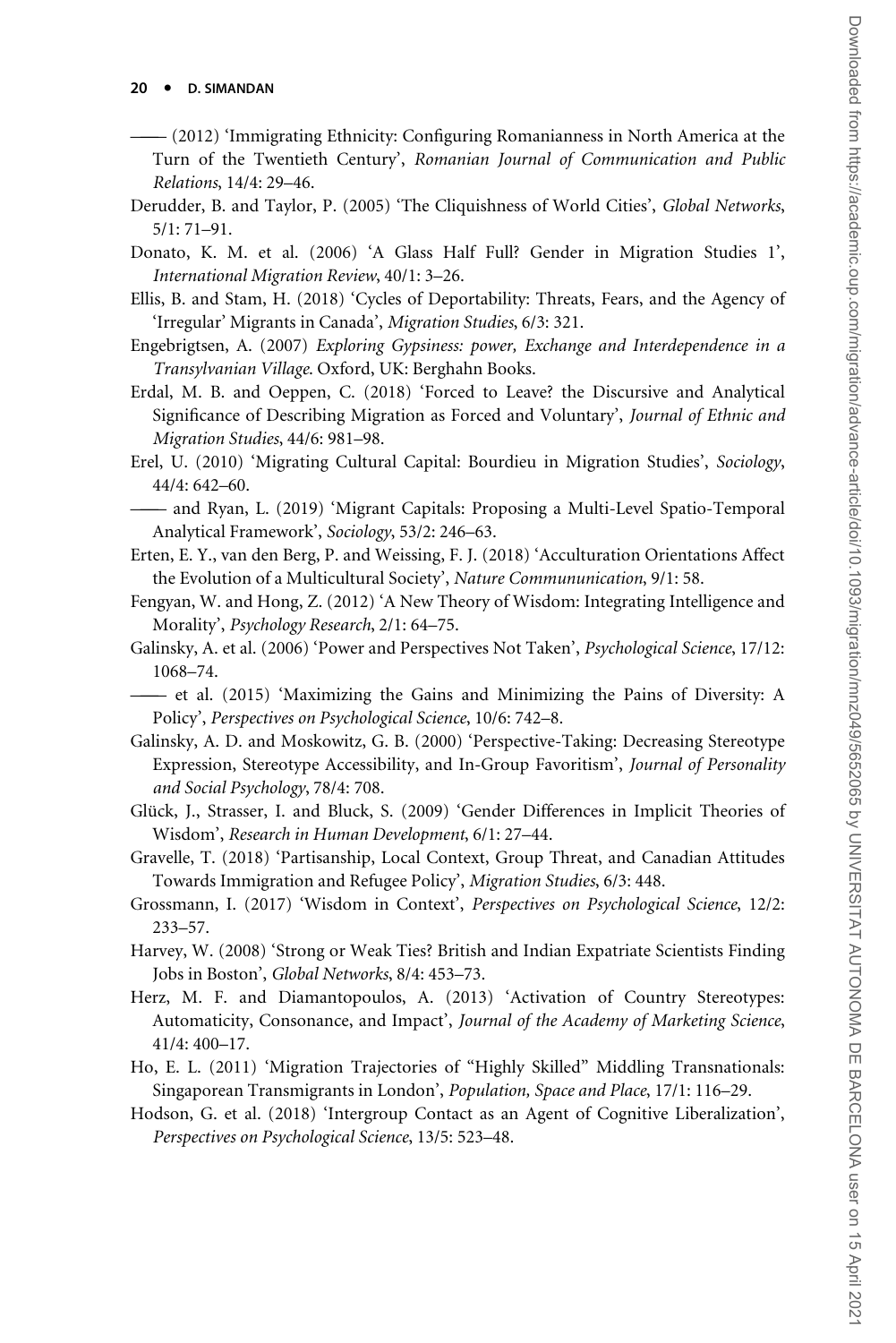—— (2012) 'Immigrating Ethnicity: Configuring Romanianness in North America at the Turn of the Twentieth Century', *Romanian Journal of Communication and Public Relations*, 14/4: 29–46.

Derudder, B. and Taylor, P. (2005) 'The Cliquishness of World Cities', *Global Networks*, 5/1: 71–91.

Donato, K. M. et al. (2006) 'A Glass Half Full? Gender in Migration Studies 1', *International Migration Review*, 40/1: 3–26.

Ellis, B. and Stam, H. (2018) 'Cycles of Deportability: Threats, Fears, and the Agency of 'Irregular' Migrants in Canada', *Migration Studies*, 6/3: 321.

Engebrigtsen, A. (2007) *Exploring Gypsiness: power, Exchange and Interdependence in a Transylvanian Village*. Oxford, UK: Berghahn Books.

Erdal, M. B. and Oeppen, C. (2018) 'Forced to Leave? the Discursive and Analytical Significance of Describing Migration as Forced and Voluntary', *Journal of Ethnic and Migration Studies*, 44/6: 981–98.

Erel, U. (2010) 'Migrating Cultural Capital: Bourdieu in Migration Studies', *Sociology*, 44/4: 642–60.

—— and Ryan, L. (2019) 'Migrant Capitals: Proposing a Multi-Level Spatio-Temporal Analytical Framework', *Sociology*, 53/2: 246–63.

Erten, E. Y., van den Berg, P. and Weissing, F. J. (2018) 'Acculturation Orientations Affect the Evolution of a Multicultural Society', *Nature Commununication*, 9/1: 58.

Fengyan, W. and Hong, Z. (2012) 'A New Theory of Wisdom: Integrating Intelligence and Morality', *Psychology Research*, 2/1: 64–75.

Galinsky, A. et al. (2006) 'Power and Perspectives Not Taken', *Psychological Science*, 17/12: 1068–74.

—— et al. (2015) 'Maximizing the Gains and Minimizing the Pains of Diversity: A Policy', *Perspectives on Psychological Science*, 10/6: 742–8.

Galinsky, A. D. and Moskowitz, G. B. (2000) 'Perspective-Taking: Decreasing Stereotype Expression, Stereotype Accessibility, and In-Group Favoritism', *Journal of Personality and Social Psychology*, 78/4: 708.

Glück, J., Strasser, I. and Bluck, S. (2009) 'Gender Differences in Implicit Theories of Wisdom', *Research in Human Development*, 6/1: 27–44.

Gravelle, T. (2018) 'Partisanship, Local Context, Group Threat, and Canadian Attitudes Towards Immigration and Refugee Policy', *Migration Studies*, 6/3: 448.

Grossmann, I. (2017) 'Wisdom in Context', *Perspectives on Psychological Science*, 12/2: 233–57.

Harvey, W. (2008) 'Strong or Weak Ties? British and Indian Expatriate Scientists Finding Jobs in Boston', *Global Networks*, 8/4: 453–73.

Herz, M. F. and Diamantopoulos, A. (2013) 'Activation of Country Stereotypes: Automaticity, Consonance, and Impact', *Journal of the Academy of Marketing Science*, 41/4: 400–17.

Ho, E. L. (2011) 'Migration Trajectories of "Highly Skilled" Middling Transnationals: Singaporean Transmigrants in London', *Population, Space and Place*, 17/1: 116–29.

Hodson, G. et al. (2018) 'Intergroup Contact as an Agent of Cognitive Liberalization', *Perspectives on Psychological Science*, 13/5: 523–48.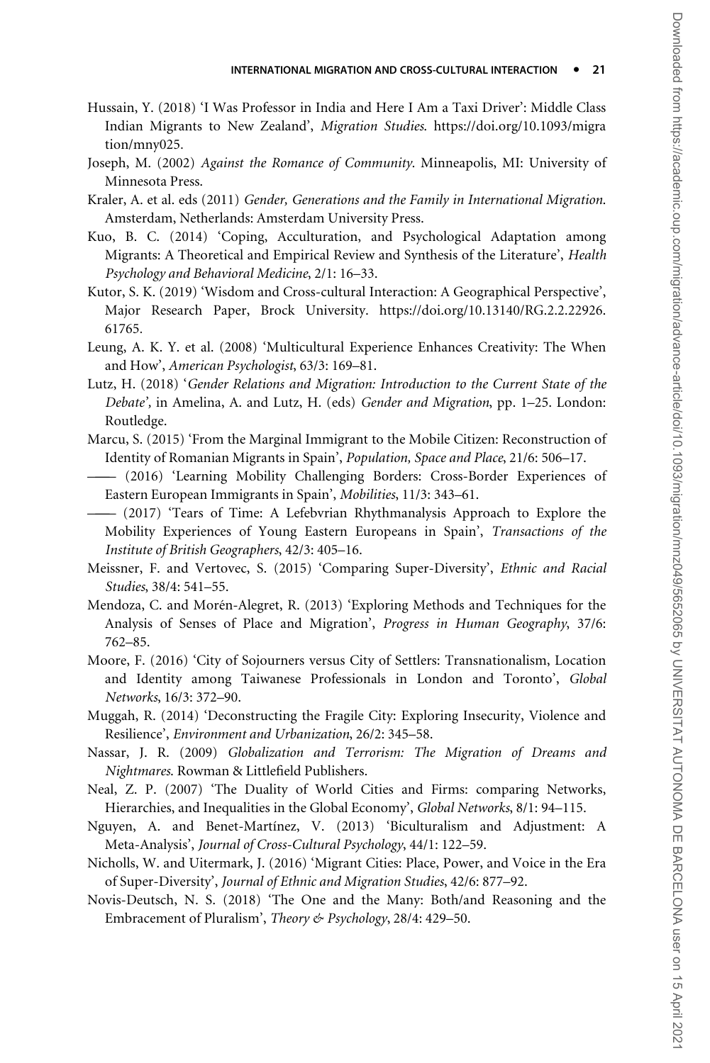Hussain, Y. (2018) 'I Was Professor in India and Here I Am a Taxi Driver': Middle Class Indian Migrants to New Zealand', *Migration Studies*. https://doi.org/10.1093/migration/mny025.

Joseph, M. (2002) *Against the Romance of Community*. Minneapolis, MI: University of Minnesota Press.

Kraler, A. et al. eds (2011) *Gender, Generations and the Family in International Migration*. Amsterdam, Netherlands: Amsterdam University Press.

Kuo, B. C. (2014) 'Coping, Acculturation, and Psychological Adaptation among Migrants: A Theoretical and Empirical Review and Synthesis of the Literature', *Health Psychology and Behavioral Medicine*, 2/1: 16–33.

Kutor, S. K. (2019) 'Wisdom and Cross-cultural Interaction: A Geographical Perspective', Major Research Paper, Brock University. https://doi.org/10.13140/RG.2.2.22926.61765.

Leung, A. K. Y. et al. (2008) 'Multicultural Experience Enhances Creativity: The When and How', *American Psychologist*, 63/3: 169–81.

Lutz, H. (2018) '*Gender Relations and Migration: Introduction to the Current State of the Debate*', in Amelina, A. and Lutz, H. (eds) *Gender and Migration*, pp. 1–25. London: Routledge.

Marcu, S. (2015) 'From the Marginal Immigrant to the Mobile Citizen: Reconstruction of Identity of Romanian Migrants in Spain', *Population, Space and Place*, 21/6: 506–17.

—— (2016) 'Learning Mobility Challenging Borders: Cross-Border Experiences of Eastern European Immigrants in Spain', *Mobilities*, 11/3: 343–61.

—— (2017) 'Tears of Time: A Lefebvrian Rhythmanalysis Approach to Explore the Mobility Experiences of Young Eastern Europeans in Spain', *Transactions of the Institute of British Geographers*, 42/3: 405–16.

Meissner, F. and Vertovec, S. (2015) 'Comparing Super-Diversity', *Ethnic and Racial Studies*, 38/4: 541–55.

Mendoza, C. and Morén-Alegret, R. (2013) 'Exploring Methods and Techniques for the Analysis of Senses of Place and Migration', *Progress in Human Geography*, 37/6: 762–85.

Moore, F. (2016) 'City of Sojourners versus City of Settlers: Transnationalism, Location and Identity among Taiwanese Professionals in London and Toronto', *Global Networks*, 16/3: 372–90.

Muggah, R. (2014) 'Deconstructing the Fragile City: Exploring Insecurity, Violence and Resilience', *Environment and Urbanization*, 26/2: 345–58.

Nassar, J. R. (2009) *Globalization and Terrorism: The Migration of Dreams and Nightmares*. Rowman & Littlefield Publishers.

Neal, Z. P. (2007) 'The Duality of World Cities and Firms: comparing Networks, Hierarchies, and Inequalities in the Global Economy', *Global Networks*, 8/1: 94–115.

Nguyen, A. and Benet-Martínez, V. (2013) 'Biculturalism and Adjustment: A Meta-Analysis', *Journal of Cross-Cultural Psychology*, 44/1: 122–59.

Nicholls, W. and Uitermark, J. (2016) 'Migrant Cities: Place, Power, and Voice in the Era of Super-Diversity', *Journal of Ethnic and Migration Studies*, 42/6: 877–92.

Novis-Deutsch, N. S. (2018) 'The One and the Many: Both/and Reasoning and the Embracement of Pluralism', *Theory & Psychology*, 28/4: 429–50.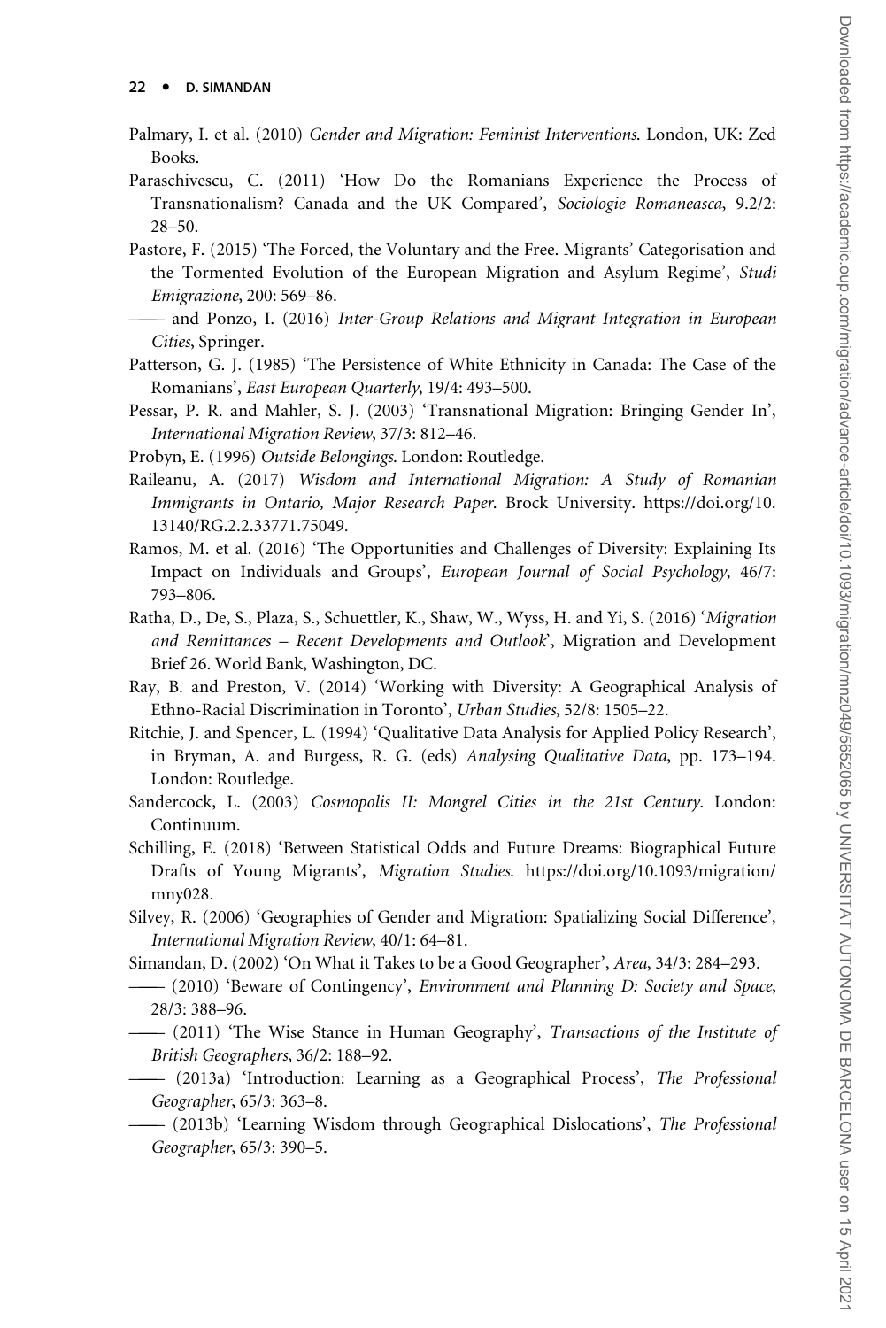Palmary, I. et al. (2010) *Gender and Migration: Feminist Interventions*. London, UK: Zed Books.

Paraschivescu, C. (2011) 'How Do the Romanians Experience the Process of Transnationalism? Canada and the UK Compared', *Sociologie Romaneasca*, 9.2/2: 28–50.

Pastore, F. (2015) 'The Forced, the Voluntary and the Free. Migrants' Categorisation and the Tormented Evolution of the European Migration and Asylum Regime', *Studi Emigrazione*, 200: 569–86.

—— and Ponzo, I. (2016) *Inter-Group Relations and Migrant Integration in European Cities*, Springer.

Patterson, G. J. (1985) 'The Persistence of White Ethnicity in Canada: The Case of the Romanians', *East European Quarterly*, 19/4: 493–500.

Pessar, P. R. and Mahler, S. J. (2003) 'Transnational Migration: Bringing Gender In', *International Migration Review*, 37/3: 812–46.

Probyn, E. (1996) *Outside Belongings*. London: Routledge.

Raileanu, A. (2017) *Wisdom and International Migration: A Study of Romanian Immigrants in Ontario, Major Research Paper*. Brock University. https://doi.org/10.13140/RG.2.2.33771.75049.

Ramos, M. et al. (2016) 'The Opportunities and Challenges of Diversity: Explaining Its Impact on Individuals and Groups', *European Journal of Social Psychology*, 46/7: 793–806.

Ratha, D., De, S., Plaza, S., Schuettler, K., Shaw, W., Wyss, H. and Yi, S. (2016) '*Migration and Remittances – Recent Developments and Outlook*', Migration and Development Brief 26. World Bank, Washington, DC.

Ray, B. and Preston, V. (2014) 'Working with Diversity: A Geographical Analysis of Ethno-Racial Discrimination in Toronto', *Urban Studies*, 52/8: 1505–22.

Ritchie, J. and Spencer, L. (1994) 'Qualitative Data Analysis for Applied Policy Research', in Bryman, A. and Burgess, R. G. (eds) *Analysing Qualitative Data*, pp. 173–194. London: Routledge.

Sandercock, L. (2003) *Cosmopolis II: Mongrel Cities in the 21st Century*. London: Continuum.

Schilling, E. (2018) 'Between Statistical Odds and Future Dreams: Biographical Future Drafts of Young Migrants', *Migration Studies*. https://doi.org/10.1093/migration/mny028.

Silvey, R. (2006) 'Geographies of Gender and Migration: Spatializing Social Difference', *International Migration Review*, 40/1: 64–81.

Simandan, D. (2002) 'On What it Takes to be a Good Geographer', *Area*, 34/3: 284–293.

—— (2010) 'Beware of Contingency', *Environment and Planning D: Society and Space*, 28/3: 388–96.

—— (2011) 'The Wise Stance in Human Geography', *Transactions of the Institute of British Geographers*, 36/2: 188–92.

—— (2013a) 'Introduction: Learning as a Geographical Process', *The Professional Geographer*, 65/3: 363–8.

—— (2013b) 'Learning Wisdom through Geographical Dislocations', *The Professional Geographer*, 65/3: 390–5.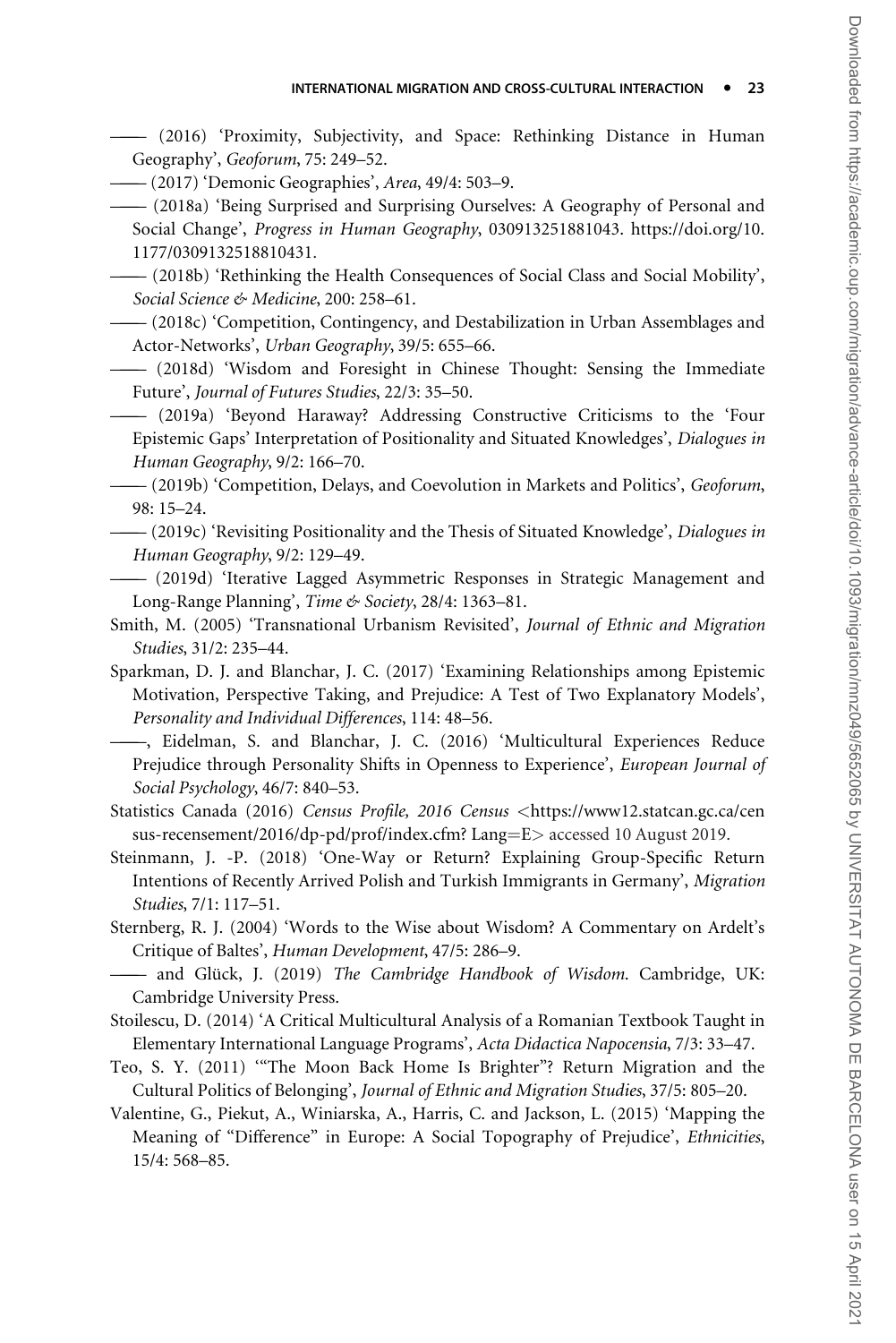—— (2016) 'Proximity, Subjectivity, and Space: Rethinking Distance in Human Geography', *Geoforum*, 75: 249–52.

—— (2017) 'Demonic Geographies', *Area*, 49/4: 503–9.

—— (2018a) 'Being Surprised and Surprising Ourselves: A Geography of Personal and Social Change', *Progress in Human Geography*, 030913251881043. https://doi.org/10.1177/0309132518810431.

—— (2018b) 'Rethinking the Health Consequences of Social Class and Social Mobility', *Social Science & Medicine*, 200: 258–61.

—— (2018c) 'Competition, Contingency, and Destabilization in Urban Assemblages and Actor-Networks', *Urban Geography*, 39/5: 655–66.

—— (2018d) 'Wisdom and Foresight in Chinese Thought: Sensing the Immediate Future', *Journal of Futures Studies*, 22/3: 35–50.

—— (2019a) 'Beyond Haraway? Addressing Constructive Criticisms to the 'Four Epistemic Gaps' Interpretation of Positionality and Situated Knowledges', *Dialogues in Human Geography*, 9/2: 166–70.

—— (2019b) 'Competition, Delays, and Coevolution in Markets and Politics', *Geoforum*, 98: 15–24.

—— (2019c) 'Revisiting Positionality and the Thesis of Situated Knowledge', *Dialogues in Human Geography*, 9/2: 129–49.

—— (2019d) 'Iterative Lagged Asymmetric Responses in Strategic Management and Long-Range Planning', *Time & Society*, 28/4: 1363–81.

Smith, M. (2005) 'Transnational Urbanism Revisited', *Journal of Ethnic and Migration Studies*, 31/2: 235–44.

Sparkman, D. J. and Blanchar, J. C. (2017) 'Examining Relationships among Epistemic Motivation, Perspective Taking, and Prejudice: A Test of Two Explanatory Models', *Personality and Individual Differences*, 114: 48–56.

——, Eidelman, S. and Blanchar, J. C. (2016) 'Multicultural Experiences Reduce Prejudice through Personality Shifts in Openness to Experience', *European Journal of Social Psychology*, 46/7: 840–53.

Statistics Canada (2016) *Census Profile, 2016 Census* <https://www12.statcan.gc.ca/census-recensement/2016/dp-pd/prof/index.cfm? Lang=E> accessed 10 August 2019.

Steinmann, J. -P. (2018) 'One-Way or Return? Explaining Group-Specific Return Intentions of Recently Arrived Polish and Turkish Immigrants in Germany', *Migration Studies*, 7/1: 117–51.

Sternberg, R. J. (2004) 'Words to the Wise about Wisdom? A Commentary on Ardelt's Critique of Baltes', *Human Development*, 47/5: 286–9.

—— and Glück, J. (2019) *The Cambridge Handbook of Wisdom*. Cambridge, UK: Cambridge University Press.

Stoilescu, D. (2014) 'A Critical Multicultural Analysis of a Romanian Textbook Taught in Elementary International Language Programs', *Acta Didactica Napocensia*, 7/3: 33–47.

Teo, S. Y. (2011) '"The Moon Back Home Is Brighter"? Return Migration and the Cultural Politics of Belonging', *Journal of Ethnic and Migration Studies*, 37/5: 805–20.

Valentine, G., Piekut, A., Winiarska, A., Harris, C. and Jackson, L. (2015) 'Mapping the Meaning of "Difference" in Europe: A Social Topography of Prejudice', *Ethnicities*, 15/4: 568–85.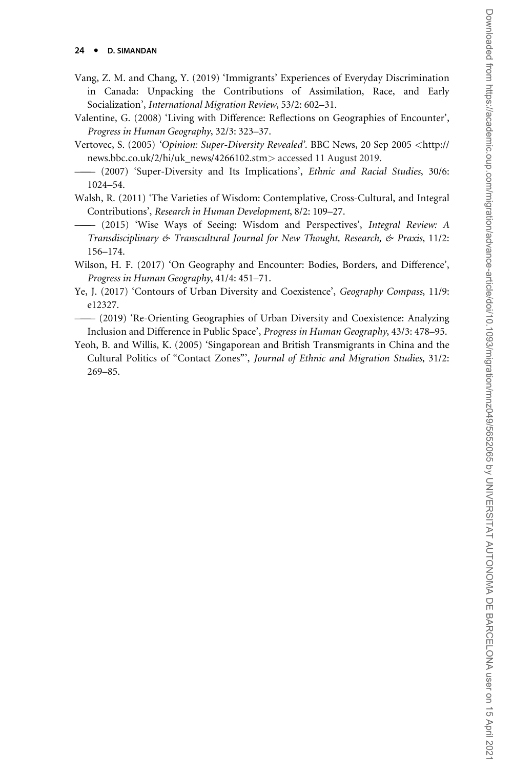Vang, Z. M. and Chang, Y. (2019) 'Immigrants' Experiences of Everyday Discrimination in Canada: Unpacking the Contributions of Assimilation, Race, and Early Socialization', *International Migration Review*, 53/2: 602–31.

Valentine, G. (2008) 'Living with Difference: Reflections on Geographies of Encounter', *Progress in Human Geography*, 32/3: 323–37.

Vertovec, S. (2005) *'Opinion: Super-Diversity Revealed'*. BBC News, 20 Sep 2005 <http://news.bbc.co.uk/2/hi/uk_news/4266102.stm> accessed 11 August 2019.

—— (2007) 'Super-Diversity and Its Implications', *Ethnic and Racial Studies*, 30/6: 1024–54.

Walsh, R. (2011) 'The Varieties of Wisdom: Contemplative, Cross-Cultural, and Integral Contributions', *Research in Human Development*, 8/2: 109–27.

—— (2015) 'Wise Ways of Seeing: Wisdom and Perspectives', *Integral Review: A Transdisciplinary & Transcultural Journal for New Thought, Research, & Praxis*, 11/2: 156–174.

Wilson, H. F. (2017) 'On Geography and Encounter: Bodies, Borders, and Difference', *Progress in Human Geography*, 41/4: 451–71.

Ye, J. (2017) 'Contours of Urban Diversity and Coexistence', *Geography Compass*, 11/9: e12327.

—— (2019) 'Re-Orienting Geographies of Urban Diversity and Coexistence: Analyzing Inclusion and Difference in Public Space', *Progress in Human Geography*, 43/3: 478–95.

Yeoh, B. and Willis, K. (2005) 'Singaporean and British Transmigrants in China and the Cultural Politics of "Contact Zones"', *Journal of Ethnic and Migration Studies*, 31/2: 269–85.